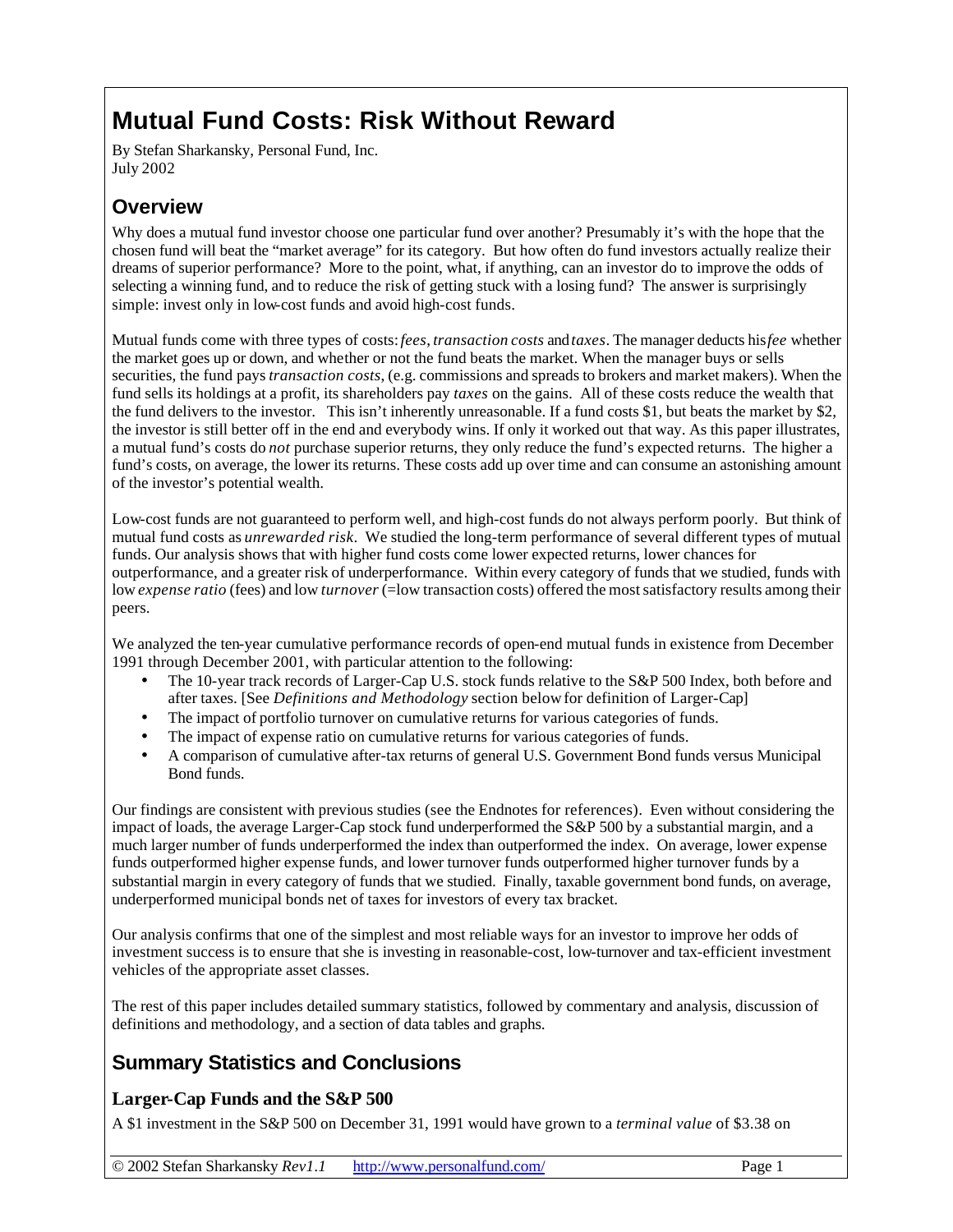# Mutual Fund Costs: Risk Without Reward

By Stefan Sharkansky, Personal Fund, Inc.
July 2002

## Overview

Why does a mutual fund investor choose one particular fund over another? Presumably it's with the hope that the chosen fund will beat the "market average" for its category. But how often do fund investors actually realize their dreams of superior performance? More to the point, what, if anything, can an investor do to improve the odds of selecting a winning fund, and to reduce the risk of getting stuck with a losing fund? The answer is surprisingly simple: invest only in low-cost funds and avoid high-cost funds.

Mutual funds come with three types of costs: *fees*, *transaction costs* and *taxes*. The manager deducts his *fee* whether the market goes up or down, and whether or not the fund beats the market. When the manager buys or sells securities, the fund pays *transaction costs*, (e.g. commissions and spreads to brokers and market makers). When the fund sells its holdings at a profit, its shareholders pay *taxes* on the gains. All of these costs reduce the wealth that the fund delivers to the investor. This isn't inherently unreasonable. If a fund costs $1, but beats the market by $2, the investor is still better off in the end and everybody wins. If only it worked out that way. As this paper illustrates, a mutual fund's costs do *not* purchase superior returns, they only reduce the fund's expected returns. The higher a fund's costs, on average, the lower its returns. These costs add up over time and can consume an astonishing amount of the investor's potential wealth.

Low-cost funds are not guaranteed to perform well, and high-cost funds do not always perform poorly. But think of mutual fund costs as *unrewarded risk*. We studied the long-term performance of several different types of mutual funds. Our analysis shows that with higher fund costs come lower expected returns, lower chances for outperformance, and a greater risk of underperformance. Within every category of funds that we studied, funds with low *expense ratio* (fees) and low *turnover* (=low transaction costs) offered the most satisfactory results among their peers.

We analyzed the ten-year cumulative performance records of open-end mutual funds in existence from December 1991 through December 2001, with particular attention to the following:

- The 10-year track records of Larger-Cap U.S. stock funds relative to the S&P 500 Index, both before and after taxes. [See *Definitions and Methodology* section below for definition of Larger-Cap]
- The impact of portfolio turnover on cumulative returns for various categories of funds.
- The impact of expense ratio on cumulative returns for various categories of funds.
- A comparison of cumulative after-tax returns of general U.S. Government Bond funds versus Municipal Bond funds.

Our findings are consistent with previous studies (see the Endnotes for references). Even without considering the impact of loads, the average Larger-Cap stock fund underperformed the S&P 500 by a substantial margin, and a much larger number of funds underperformed the index than outperformed the index. On average, lower expense funds outperformed higher expense funds, and lower turnover funds outperformed higher turnover funds by a substantial margin in every category of funds that we studied. Finally, taxable government bond funds, on average, underperformed municipal bonds net of taxes for investors of every tax bracket.

Our analysis confirms that one of the simplest and most reliable ways for an investor to improve her odds of investment success is to ensure that she is investing in reasonable-cost, low-turnover and tax-efficient investment vehicles of the appropriate asset classes.

The rest of this paper includes detailed summary statistics, followed by commentary and analysis, discussion of definitions and methodology, and a section of data tables and graphs.

## Summary Statistics and Conclusions

### Larger-Cap Funds and the S&P 500

A $1 investment in the S&P 500 on December 31, 1991 would have grown to a *terminal value* of $3.38 on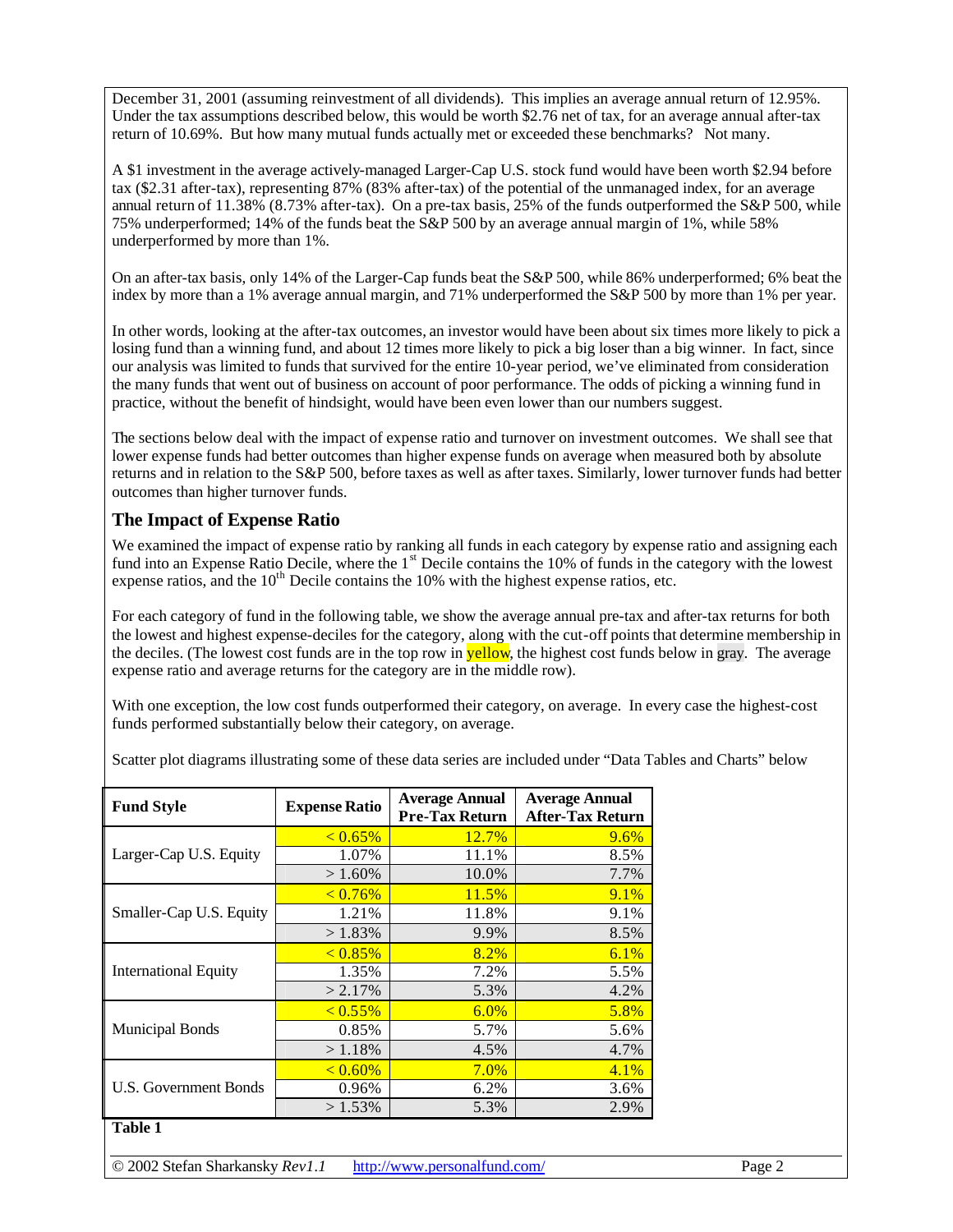December 31, 2001 (assuming reinvestment of all dividends). This implies an average annual return of 12.95%. Under the tax assumptions described below, this would be worth $2.76 net of tax, for an average annual after-tax return of 10.69%. But how many mutual funds actually met or exceeded these benchmarks? Not many.

A $1 investment in the average actively-managed Larger-Cap U.S. stock fund would have been worth $2.94 before tax ($2.31 after-tax), representing 87% (83% after-tax) of the potential of the unmanaged index, for an average annual return of 11.38% (8.73% after-tax). On a pre-tax basis, 25% of the funds outperformed the S&P 500, while 75% underperformed; 14% of the funds beat the S&P 500 by an average annual margin of 1%, while 58% underperformed by more than 1%.

On an after-tax basis, only 14% of the Larger-Cap funds beat the S&P 500, while 86% underperformed; 6% beat the index by more than a 1% average annual margin, and 71% underperformed the S&P 500 by more than 1% per year.

In other words, looking at the after-tax outcomes, an investor would have been about six times more likely to pick a losing fund than a winning fund, and about 12 times more likely to pick a big loser than a big winner. In fact, since our analysis was limited to funds that survived for the entire 10-year period, we've eliminated from consideration the many funds that went out of business on account of poor performance. The odds of picking a winning fund in practice, without the benefit of hindsight, would have been even lower than our numbers suggest.

The sections below deal with the impact of expense ratio and turnover on investment outcomes. We shall see that lower expense funds had better outcomes than higher expense funds on average when measured both by absolute returns and in relation to the S&P 500, before taxes as well as after taxes. Similarly, lower turnover funds had better outcomes than higher turnover funds.

## The Impact of Expense Ratio

We examined the impact of expense ratio by ranking all funds in each category by expense ratio and assigning each fund into an Expense Ratio Decile, where the 1st Decile contains the 10% of funds in the category with the lowest expense ratios, and the 10th Decile contains the 10% with the highest expense ratios, etc.

For each category of fund in the following table, we show the average annual pre-tax and after-tax returns for both the lowest and highest expense-deciles for the category, along with the cut-off points that determine membership in the deciles. (The lowest cost funds are in the top row in yellow, the highest cost funds below in gray. The average expense ratio and average returns for the category are in the middle row).

With one exception, the low cost funds outperformed their category, on average. In every case the highest-cost funds performed substantially below their category, on average.

Scatter plot diagrams illustrating some of these data series are included under "Data Tables and Charts" below

| Fund Style | Expense Ratio | Average Annual Pre-Tax Return | Average Annual After-Tax Return |
|---|---|---|---|
| Larger-Cap U.S. Equity | < 0.65% | 12.7% | 9.6% |
| | 1.07% | 11.1% | 8.5% |
| | > 1.60% | 10.0% | 7.7% |
| Smaller-Cap U.S. Equity | < 0.76% | 11.5% | 9.1% |
| | 1.21% | 11.8% | 9.1% |
| | > 1.83% | 9.9% | 8.5% |
| International Equity | < 0.85% | 8.2% | 6.1% |
| | 1.35% | 7.2% | 5.5% |
| | > 2.17% | 5.3% | 4.2% |
| Municipal Bonds | < 0.55% | 6.0% | 5.8% |
| | 0.85% | 5.7% | 5.6% |
| | > 1.18% | 4.5% | 4.7% |
| U.S. Government Bonds | < 0.60% | 7.0% | 4.1% |
| | 0.96% | 6.2% | 3.6% |
| | > 1.53% | 5.3% | 2.9% |

**Table 1**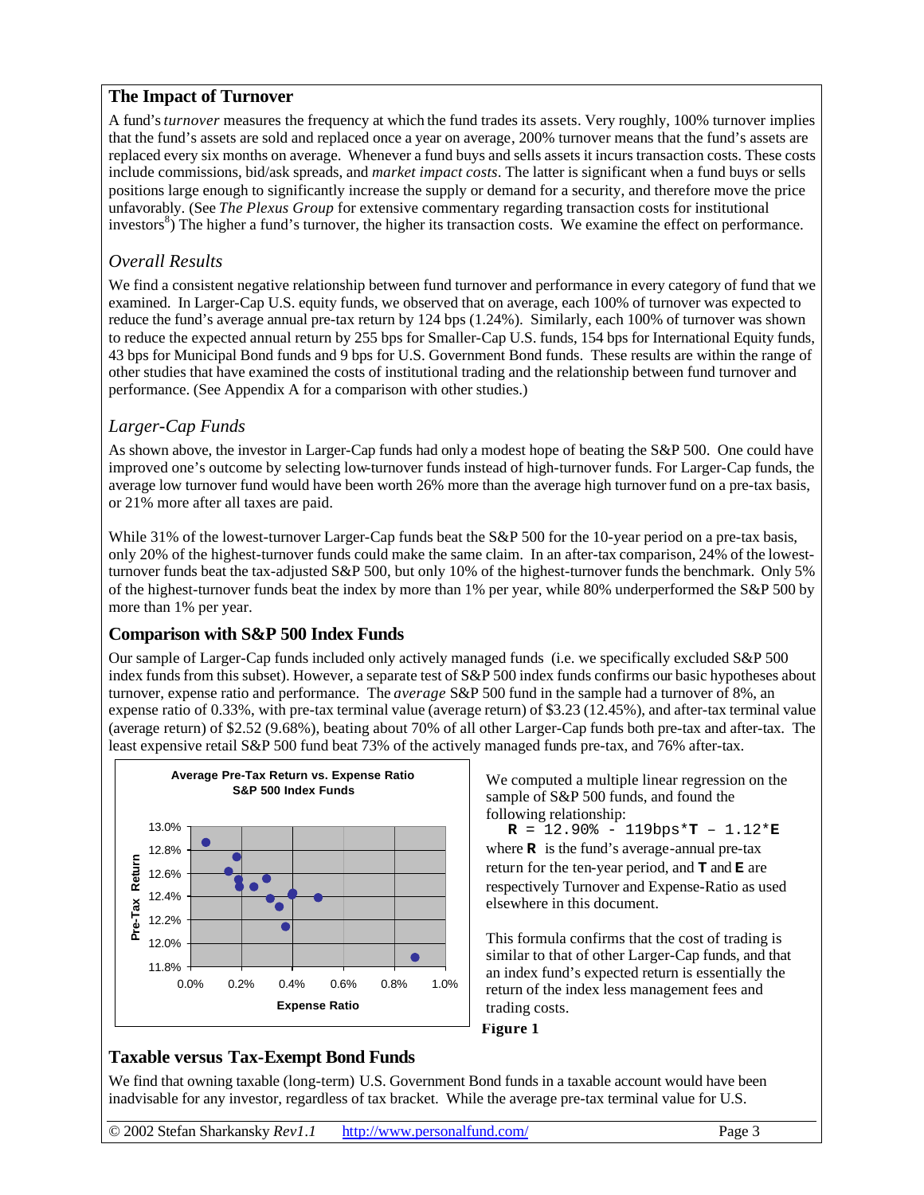## The Impact of Turnover

A fund's *turnover* measures the frequency at which the fund trades its assets. Very roughly, 100% turnover implies that the fund's assets are sold and replaced once a year on average, 200% turnover means that the fund's assets are replaced every six months on average. Whenever a fund buys and sells assets it incurs transaction costs. These costs include commissions, bid/ask spreads, and *market impact costs*. The latter is significant when a fund buys or sells positions large enough to significantly increase the supply or demand for a security, and therefore move the price unfavorably. (See *The Plexus Group* for extensive commentary regarding transaction costs for institutional investors[8]) The higher a fund's turnover, the higher its transaction costs. We examine the effect on performance.

### *Overall Results*

We find a consistent negative relationship between fund turnover and performance in every category of fund that we examined. In Larger-Cap U.S. equity funds, we observed that on average, each 100% of turnover was expected to reduce the fund's average annual pre-tax return by 124 bps (1.24%). Similarly, each 100% of turnover was shown to reduce the expected annual return by 255 bps for Smaller-Cap U.S. funds, 154 bps for International Equity funds, 43 bps for Municipal Bond funds and 9 bps for U.S. Government Bond funds. These results are within the range of other studies that have examined the costs of institutional trading and the relationship between fund turnover and performance. (See Appendix A for a comparison with other studies.)

### *Larger-Cap Funds*

As shown above, the investor in Larger-Cap funds had only a modest hope of beating the S&P 500. One could have improved one's outcome by selecting low-turnover funds instead of high-turnover funds. For Larger-Cap funds, the average low turnover fund would have been worth 26% more than the average high turnover fund on a pre-tax basis, or 21% more after all taxes are paid.

While 31% of the lowest-turnover Larger-Cap funds beat the S&P 500 for the 10-year period on a pre-tax basis, only 20% of the highest-turnover funds could make the same claim. In an after-tax comparison, 24% of the lowest-turnover funds beat the tax-adjusted S&P 500, but only 10% of the highest-turnover funds the benchmark. Only 5% of the highest-turnover funds beat the index by more than 1% per year, while 80% underperformed the S&P 500 by more than 1% per year.

## Comparison with S&P 500 Index Funds

Our sample of Larger-Cap funds included only actively managed funds (i.e. we specifically excluded S&P 500 index funds from this subset). However, a separate test of S&P 500 index funds confirms our basic hypotheses about turnover, expense ratio and performance. The *average* S&P 500 fund in the sample had a turnover of 8%, an expense ratio of 0.33%, with pre-tax terminal value (average return) of $3.23 (12.45%), and after-tax terminal value (average return) of $2.52 (9.68%), beating about 70% of all other Larger-Cap funds both pre-tax and after-tax. The least expensive retail S&P 500 fund beat 73% of the actively managed funds pre-tax, and 76% after-tax.

**Average Pre-Tax Return vs. Expense Ratio**
**S&P 500 Index Funds**

We computed a multiple linear regression on the sample of S&P 500 funds, and found the following relationship:

$$\mathbf{R} = 12.90\% - 119\text{bps}*\mathbf{T} - 1.12*\mathbf{E}$$

where **R** is the fund's average-annual pre-tax return for the ten-year period, and **T** and **E** are respectively Turnover and Expense-Ratio as used elsewhere in this document.

This formula confirms that the cost of trading is similar to that of other Larger-Cap funds, and that an index fund's expected return is essentially the return of the index less management fees and trading costs.

**Figure 1**

## Taxable versus Tax-Exempt Bond Funds

We find that owning taxable (long-term) U.S. Government Bond funds in a taxable account would have been inadvisable for any investor, regardless of tax bracket. While the average pre-tax terminal value for U.S.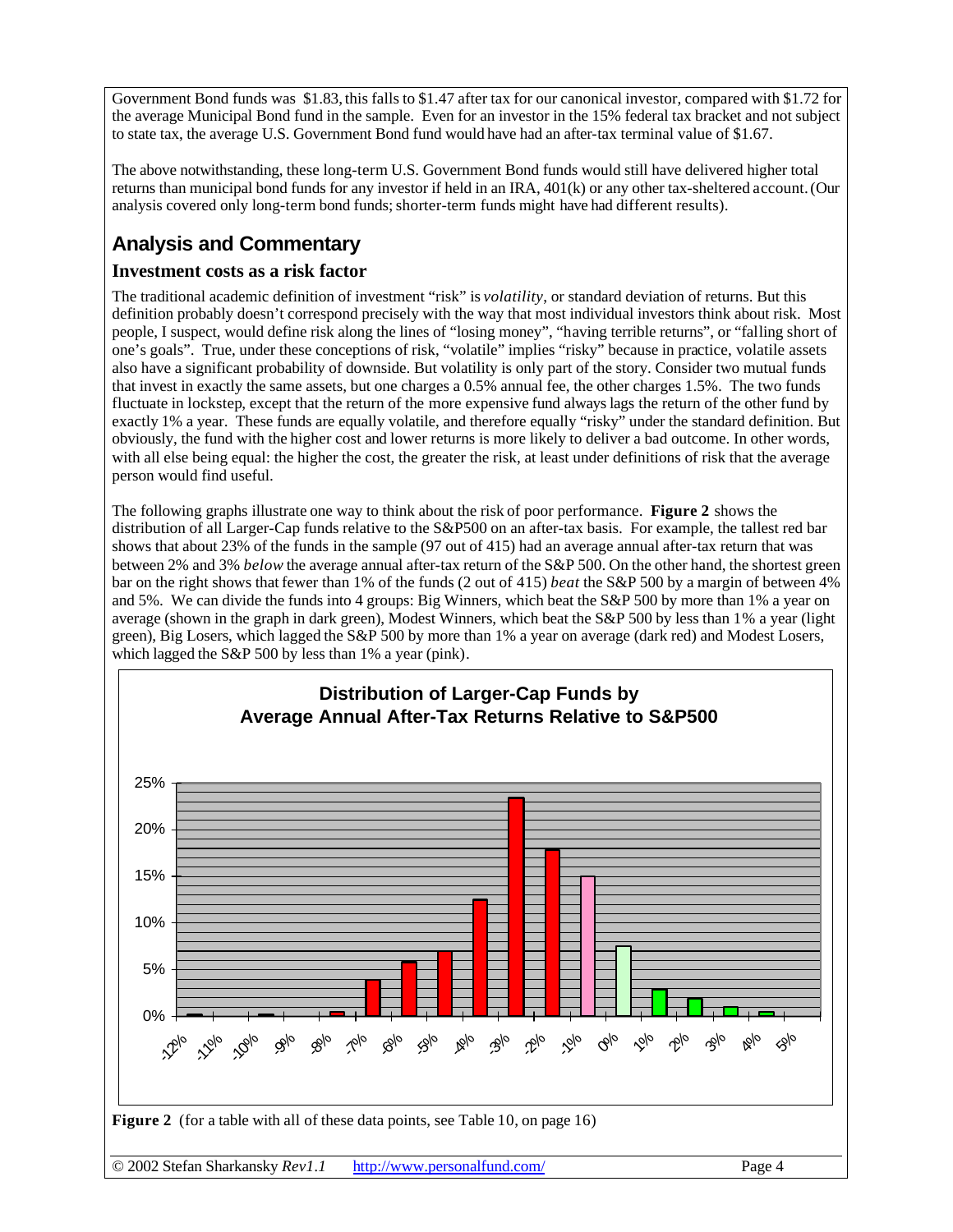Government Bond funds was $1.83, this falls to $1.47 after tax for our canonical investor, compared with $1.72 for the average Municipal Bond fund in the sample. Even for an investor in the 15% federal tax bracket and not subject to state tax, the average U.S. Government Bond fund would have had an after-tax terminal value of $1.67.

The above notwithstanding, these long-term U.S. Government Bond funds would still have delivered higher total returns than municipal bond funds for any investor if held in an IRA, 401(k) or any other tax-sheltered account. (Our analysis covered only long-term bond funds; shorter-term funds might have had different results).

## Analysis and Commentary

### Investment costs as a risk factor

The traditional academic definition of investment "risk" is *volatility*, or standard deviation of returns. But this definition probably doesn't correspond precisely with the way that most individual investors think about risk. Most people, I suspect, would define risk along the lines of "losing money", "having terrible returns", or "falling short of one's goals". True, under these conceptions of risk, "volatile" implies "risky" because in practice, volatile assets also have a significant probability of downside. But volatility is only part of the story. Consider two mutual funds that invest in exactly the same assets, but one charges a 0.5% annual fee, the other charges 1.5%. The two funds fluctuate in lockstep, except that the return of the more expensive fund always lags the return of the other fund by exactly 1% a year. These funds are equally volatile, and therefore equally "risky" under the standard definition. But obviously, the fund with the higher cost and lower returns is more likely to deliver a bad outcome. In other words, with all else being equal: the higher the cost, the greater the risk, at least under definitions of risk that the average person would find useful.

The following graphs illustrate one way to think about the risk of poor performance. **Figure 2** shows the distribution of all Larger-Cap funds relative to the S&P500 on an after-tax basis. For example, the tallest red bar shows that about 23% of the funds in the sample (97 out of 415) had an average annual after-tax return that was between 2% and 3% *below* the average annual after-tax return of the S&P 500. On the other hand, the shortest green bar on the right shows that fewer than 1% of the funds (2 out of 415) *beat* the S&P 500 by a margin of between 4% and 5%. We can divide the funds into 4 groups: Big Winners, which beat the S&P 500 by more than 1% a year on average (shown in the graph in dark green), Modest Winners, which beat the S&P 500 by less than 1% a year (light green), Big Losers, which lagged the S&P 500 by more than 1% a year on average (dark red) and Modest Losers, which lagged the S&P 500 by less than 1% a year (pink).

**Distribution of Larger-Cap Funds by Average Annual After-Tax Returns Relative to S&P500**

**Figure 2** (for a table with all of these data points, see Table 10, on page 16)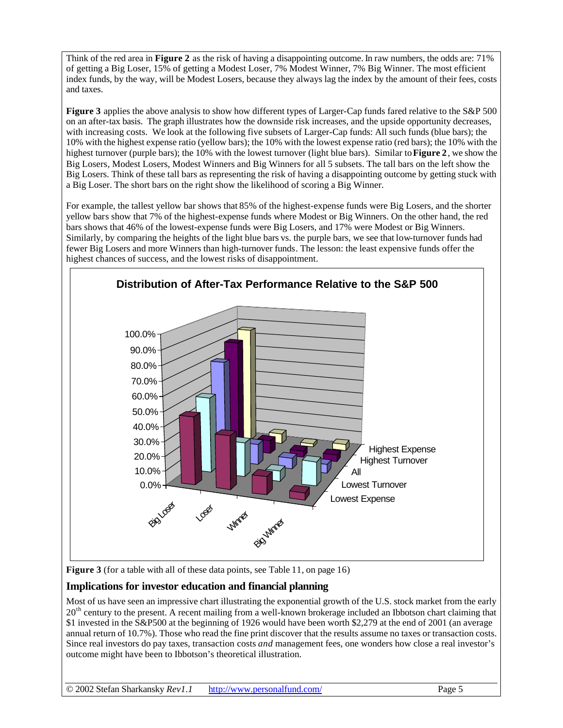Think of the red area in **Figure 2** as the risk of having a disappointing outcome. In raw numbers, the odds are: 71% of getting a Big Loser, 15% of getting a Modest Loser, 7% Modest Winner, 7% Big Winner. The most efficient index funds, by the way, will be Modest Losers, because they always lag the index by the amount of their fees, costs and taxes.

**Figure 3** applies the above analysis to show how different types of Larger-Cap funds fared relative to the S&P 500 on an after-tax basis. The graph illustrates how the downside risk increases, and the upside opportunity decreases, with increasing costs. We look at the following five subsets of Larger-Cap funds: All such funds (blue bars); the 10% with the highest expense ratio (yellow bars); the 10% with the lowest expense ratio (red bars); the 10% with the highest turnover (purple bars); the 10% with the lowest turnover (light blue bars). Similar to **Figure 2**, we show the Big Losers, Modest Losers, Modest Winners and Big Winners for all 5 subsets. The tall bars on the left show the Big Losers. Think of these tall bars as representing the risk of having a disappointing outcome by getting stuck with a Big Loser. The short bars on the right show the likelihood of scoring a Big Winner.

For example, the tallest yellow bar shows that 85% of the highest-expense funds were Big Losers, and the shorter yellow bars show that 7% of the highest-expense funds where Modest or Big Winners. On the other hand, the red bars shows that 46% of the lowest-expense funds were Big Losers, and 17% were Modest or Big Winners. Similarly, by comparing the heights of the light blue bars vs. the purple bars, we see that low-turnover funds had fewer Big Losers and more Winners than high-turnover funds. The lesson: the least expensive funds offer the highest chances of success, and the lowest risks of disappointment.

**Figure 3** (for a table with all of these data points, see Table 11, on page 16)

## Implications for investor education and financial planning

Most of us have seen an impressive chart illustrating the exponential growth of the U.S. stock market from the early 20th century to the present. A recent mailing from a well-known brokerage included an Ibbotson chart claiming that $1 invested in the S&P500 at the beginning of 1926 would have been worth $2,279 at the end of 2001 (an average annual return of 10.7%). Those who read the fine print discover that the results assume no taxes or transaction costs. Since real investors do pay taxes, transaction costs *and* management fees, one wonders how close a real investor's outcome might have been to Ibbotson's theoretical illustration.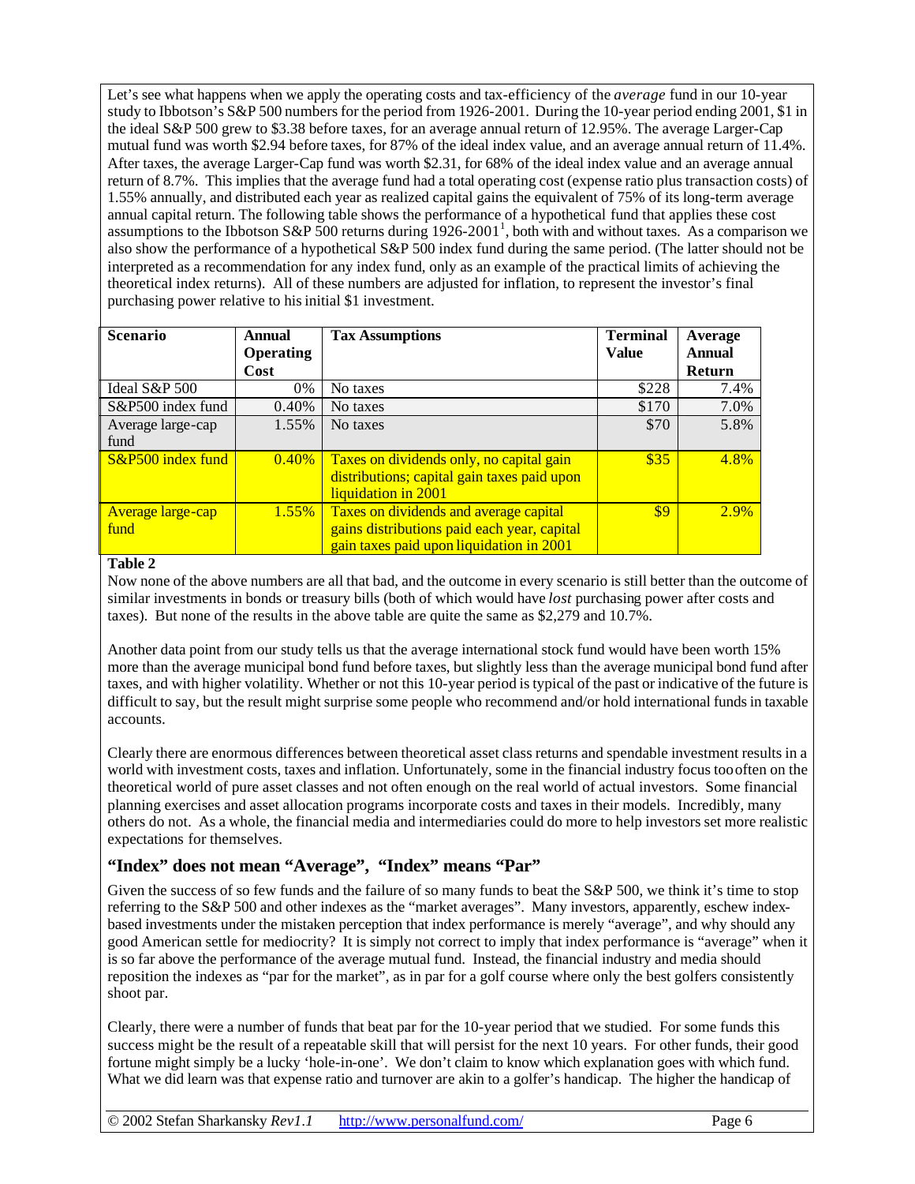Let's see what happens when we apply the operating costs and tax-efficiency of the *average* fund in our 10-year study to Ibbotson's S&P 500 numbers for the period from 1926-2001. During the 10-year period ending 2001, $1 in the ideal S&P 500 grew to $3.38 before taxes, for an average annual return of 12.95%. The average Larger-Cap mutual fund was worth $2.94 before taxes, for 87% of the ideal index value, and an average annual return of 11.4%. After taxes, the average Larger-Cap fund was worth $2.31, for 68% of the ideal index value and an average annual return of 8.7%. This implies that the average fund had a total operating cost (expense ratio plus transaction costs) of 1.55% annually, and distributed each year as realized capital gains the equivalent of 75% of its long-term average annual capital return. The following table shows the performance of a hypothetical fund that applies these cost assumptions to the Ibbotson S&P 500 returns during 1926-2001[1], both with and without taxes. As a comparison we also show the performance of a hypothetical S&P 500 index fund during the same period. (The latter should not be interpreted as a recommendation for any index fund, only as an example of the practical limits of achieving the theoretical index returns). All of these numbers are adjusted for inflation, to represent the investor's final purchasing power relative to his initial $1 investment.

| Scenario | Annual Operating Cost | Tax Assumptions | Terminal Value | Average Annual Return |
|---|---|---|---|---|
| Ideal S&P 500 | 0% | No taxes | $228 | 7.4% |
| S&P500 index fund | 0.40% | No taxes | $170 | 7.0% |
| Average large-cap fund | 1.55% | No taxes | $70 | 5.8% |
| S&P500 index fund | 0.40% | Taxes on dividends only, no capital gain distributions; capital gain taxes paid upon liquidation in 2001 | $35 | 4.8% |
| Average large-cap fund | 1.55% | Taxes on dividends and average capital gains distributions paid each year, capital gain taxes paid upon liquidation in 2001 | $9 | 2.9% |

**Table 2**

Now none of the above numbers are all that bad, and the outcome in every scenario is still better than the outcome of similar investments in bonds or treasury bills (both of which would have *lost* purchasing power after costs and taxes). But none of the results in the above table are quite the same as $2,279 and 10.7%.

Another data point from our study tells us that the average international stock fund would have been worth 15% more than the average municipal bond fund before taxes, but slightly less than the average municipal bond fund after taxes, and with higher volatility. Whether or not this 10-year period is typical of the past or indicative of the future is difficult to say, but the result might surprise some people who recommend and/or hold international funds in taxable accounts.

Clearly there are enormous differences between theoretical asset class returns and spendable investment results in a world with investment costs, taxes and inflation. Unfortunately, some in the financial industry focus too often on the theoretical world of pure asset classes and not often enough on the real world of actual investors. Some financial planning exercises and asset allocation programs incorporate costs and taxes in their models. Incredibly, many others do not. As a whole, the financial media and intermediaries could do more to help investors set more realistic expectations for themselves.

## "Index" does not mean "Average", "Index" means "Par"

Given the success of so few funds and the failure of so many funds to beat the S&P 500, we think it's time to stop referring to the S&P 500 and other indexes as the "market averages". Many investors, apparently, eschew index-based investments under the mistaken perception that index performance is merely "average", and why should any good American settle for mediocrity? It is simply not correct to imply that index performance is "average" when it is so far above the performance of the average mutual fund. Instead, the financial industry and media should reposition the indexes as "par for the market", as in par for a golf course where only the best golfers consistently shoot par.

Clearly, there were a number of funds that beat par for the 10-year period that we studied. For some funds this success might be the result of a repeatable skill that will persist for the next 10 years. For other funds, their good fortune might simply be a lucky 'hole-in-one'. We don't claim to know which explanation goes with which fund. What we did learn was that expense ratio and turnover are akin to a golfer's handicap. The higher the handicap of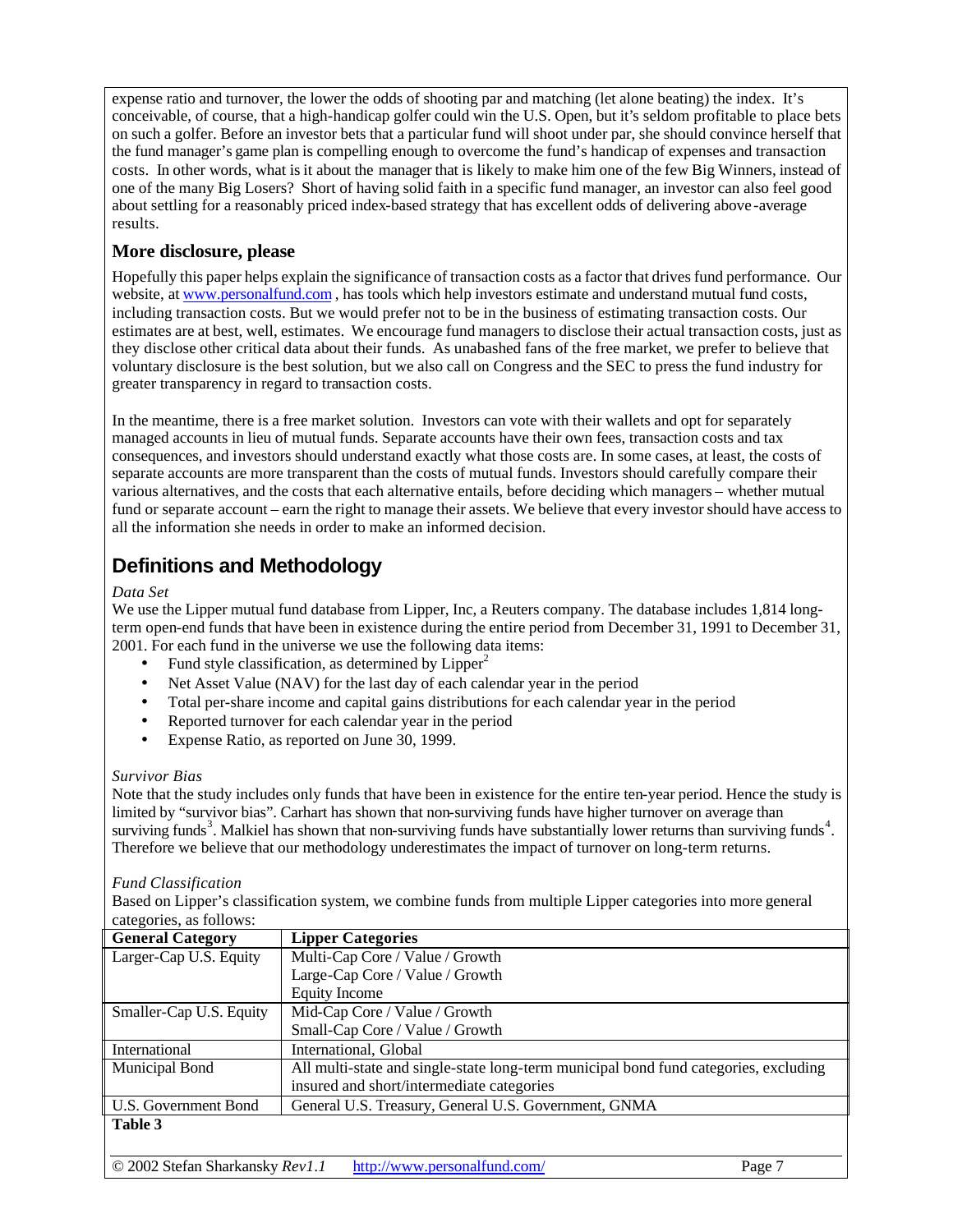expense ratio and turnover, the lower the odds of shooting par and matching (let alone beating) the index. It's conceivable, of course, that a high-handicap golfer could win the U.S. Open, but it's seldom profitable to place bets on such a golfer. Before an investor bets that a particular fund will shoot under par, she should convince herself that the fund manager's game plan is compelling enough to overcome the fund's handicap of expenses and transaction costs. In other words, what is it about the manager that is likely to make him one of the few Big Winners, instead of one of the many Big Losers? Short of having solid faith in a specific fund manager, an investor can also feel good about settling for a reasonably priced index-based strategy that has excellent odds of delivering above-average results.

### More disclosure, please

Hopefully this paper helps explain the significance of transaction costs as a factor that drives fund performance. Our website, at www.personalfund.com, has tools which help investors estimate and understand mutual fund costs, including transaction costs. But we would prefer not to be in the business of estimating transaction costs. Our estimates are at best, well, estimates. We encourage fund managers to disclose their actual transaction costs, just as they disclose other critical data about their funds. As unabashed fans of the free market, we prefer to believe that voluntary disclosure is the best solution, but we also call on Congress and the SEC to press the fund industry for greater transparency in regard to transaction costs.

In the meantime, there is a free market solution. Investors can vote with their wallets and opt for separately managed accounts in lieu of mutual funds. Separate accounts have their own fees, transaction costs and tax consequences, and investors should understand exactly what those costs are. In some cases, at least, the costs of separate accounts are more transparent than the costs of mutual funds. Investors should carefully compare their various alternatives, and the costs that each alternative entails, before deciding which managers – whether mutual fund or separate account – earn the right to manage their assets. We believe that every investor should have access to all the information she needs in order to make an informed decision.

## Definitions and Methodology

*Data Set*

We use the Lipper mutual fund database from Lipper, Inc, a Reuters company. The database includes 1,814 long-term open-end funds that have been in existence during the entire period from December 31, 1991 to December 31, 2001. For each fund in the universe we use the following data items:

- Fund style classification, as determined by Lipper[2]
- Net Asset Value (NAV) for the last day of each calendar year in the period
- Total per-share income and capital gains distributions for each calendar year in the period
- Reported turnover for each calendar year in the period
- Expense Ratio, as reported on June 30, 1999.

*Survivor Bias*

Note that the study includes only funds that have been in existence for the entire ten-year period. Hence the study is limited by "survivor bias". Carhart has shown that non-surviving funds have higher turnover on average than surviving funds[3]. Malkiel has shown that non-surviving funds have substantially lower returns than surviving funds[4]. Therefore we believe that our methodology underestimates the impact of turnover on long-term returns.

*Fund Classification*

Based on Lipper's classification system, we combine funds from multiple Lipper categories into more general categories, as follows:

| General Category | Lipper Categories |
|---|---|
| Larger-Cap U.S. Equity | Multi-Cap Core / Value / Growth<br>Large-Cap Core / Value / Growth<br>Equity Income |
| Smaller-Cap U.S. Equity | Mid-Cap Core / Value / Growth<br>Small-Cap Core / Value / Growth |
| International | International, Global |
| Municipal Bond | All multi-state and single-state long-term municipal bond fund categories, excluding insured and short/intermediate categories |
| U.S. Government Bond | General U.S. Treasury, General U.S. Government, GNMA |

**Table 3**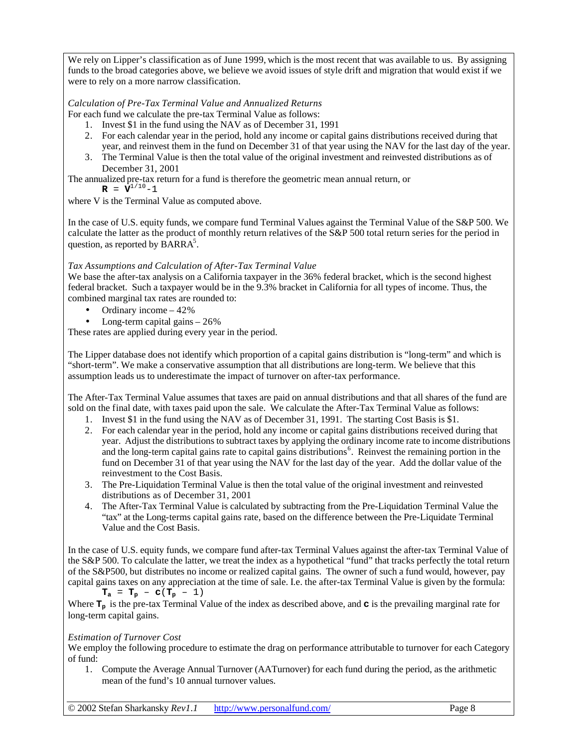We rely on Lipper's classification as of June 1999, which is the most recent that was available to us. By assigning funds to the broad categories above, we believe we avoid issues of style drift and migration that would exist if we were to rely on a more narrow classification.

*Calculation of Pre-Tax Terminal Value and Annualized Returns*

For each fund we calculate the pre-tax Terminal Value as follows:

1. Invest $1 in the fund using the NAV as of December 31, 1991
2. For each calendar year in the period, hold any income or capital gains distributions received during that year, and reinvest them in the fund on December 31 of that year using the NAV for the last day of the year.
3. The Terminal Value is then the total value of the original investment and reinvested distributions as of December 31, 2001

The annualized pre-tax return for a fund is therefore the geometric mean annual return, or

$$R = V^{1/10} - 1$$

where V is the Terminal Value as computed above.

In the case of U.S. equity funds, we compare fund Terminal Values against the Terminal Value of the S&P 500. We calculate the latter as the product of monthly return relatives of the S&P 500 total return series for the period in question, as reported by BARRA[5].

*Tax Assumptions and Calculation of After-Tax Terminal Value*

We base the after-tax analysis on a California taxpayer in the 36% federal bracket, which is the second highest federal bracket. Such a taxpayer would be in the 9.3% bracket in California for all types of income. Thus, the combined marginal tax rates are rounded to:

- Ordinary income – 42%
- Long-term capital gains – 26%

These rates are applied during every year in the period.

The Lipper database does not identify which proportion of a capital gains distribution is "long-term" and which is "short-term". We make a conservative assumption that all distributions are long-term. We believe that this assumption leads us to underestimate the impact of turnover on after-tax performance.

The After-Tax Terminal Value assumes that taxes are paid on annual distributions and that all shares of the fund are sold on the final date, with taxes paid upon the sale. We calculate the After-Tax Terminal Value as follows:

1. Invest $1 in the fund using the NAV as of December 31, 1991. The starting Cost Basis is $1.
2. For each calendar year in the period, hold any income or capital gains distributions received during that year. Adjust the distributions to subtract taxes by applying the ordinary income rate to income distributions and the long-term capital gains rate to capital gains distributions[6]. Reinvest the remaining portion in the fund on December 31 of that year using the NAV for the last day of the year. Add the dollar value of the reinvestment to the Cost Basis.
3. The Pre-Liquidation Terminal Value is then the total value of the original investment and reinvested distributions as of December 31, 2001
4. The After-Tax Terminal Value is calculated by subtracting from the Pre-Liquidation Terminal Value the "tax" at the Long-terms capital gains rate, based on the difference between the Pre-Liquidate Terminal Value and the Cost Basis.

In the case of U.S. equity funds, we compare fund after-tax Terminal Values against the after-tax Terminal Value of the S&P 500. To calculate the latter, we treat the index as a hypothetical "fund" that tracks perfectly the total return of the S&P500, but distributes no income or realized capital gains. The owner of such a fund would, however, pay capital gains taxes on any appreciation at the time of sale. I.e. the after-tax Terminal Value is given by the formula:

$$T_a = T_p - c(T_p - 1)$$

Where $T_p$ is the pre-tax Terminal Value of the index as described above, and $c$ is the prevailing marginal rate for long-term capital gains.

*Estimation of Turnover Cost*

We employ the following procedure to estimate the drag on performance attributable to turnover for each Category of fund:

1. Compute the Average Annual Turnover (AATurnover) for each fund during the period, as the arithmetic mean of the fund's 10 annual turnover values.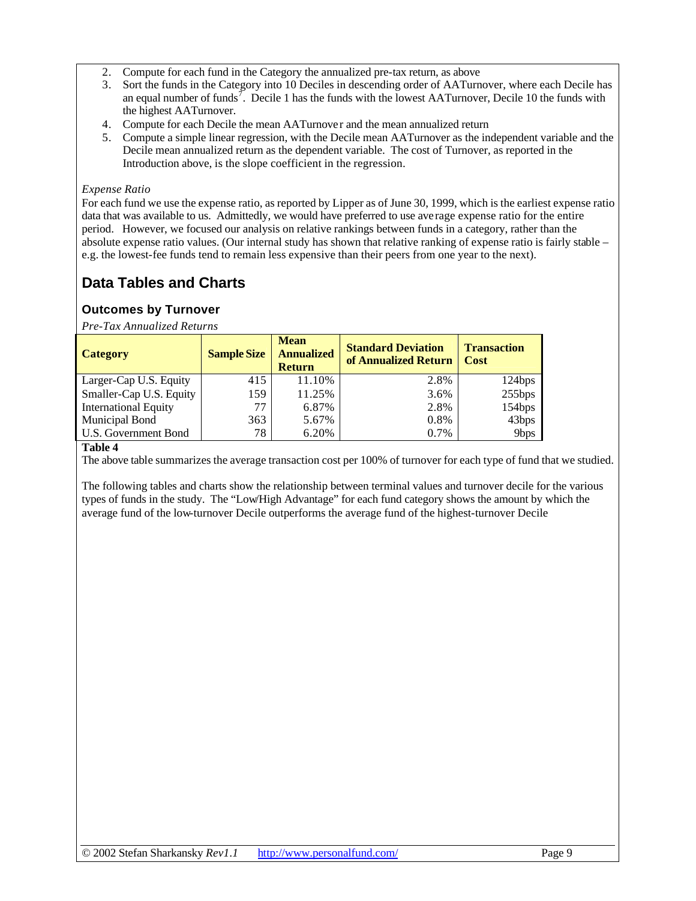2. Compute for each fund in the Category the annualized pre-tax return, as above
3. Sort the funds in the Category into 10 Deciles in descending order of AATurnover, where each Decile has an equal number of funds[7]. Decile 1 has the funds with the lowest AATurnover, Decile 10 the funds with the highest AATurnover.
4. Compute for each Decile the mean AATurnover and the mean annualized return
5. Compute a simple linear regression, with the Decile mean AATurnover as the independent variable and the Decile mean annualized return as the dependent variable. The cost of Turnover, as reported in the Introduction above, is the slope coefficient in the regression.

*Expense Ratio*

For each fund we use the expense ratio, as reported by Lipper as of June 30, 1999, which is the earliest expense ratio data that was available to us. Admittedly, we would have preferred to use average expense ratio for the entire period. However, we focused our analysis on relative rankings between funds in a category, rather than the absolute expense ratio values. (Our internal study has shown that relative ranking of expense ratio is fairly stable – e.g. the lowest-fee funds tend to remain less expensive than their peers from one year to the next).

## Data Tables and Charts

### Outcomes by Turnover

*Pre-Tax Annualized Returns*

| Category | Sample Size | Mean Annualized Return | Standard Deviation of Annualized Return | Transaction Cost |
|---|---|---|---|---|
| Larger-Cap U.S. Equity | 415 | 11.10% | 2.8% | 124bps |
| Smaller-Cap U.S. Equity | 159 | 11.25% | 3.6% | 255bps |
| International Equity | 77 | 6.87% | 2.8% | 154bps |
| Municipal Bond | 363 | 5.67% | 0.8% | 43bps |
| U.S. Government Bond | 78 | 6.20% | 0.7% | 9bps |

**Table 4**

The above table summarizes the average transaction cost per 100% of turnover for each type of fund that we studied.

The following tables and charts show the relationship between terminal values and turnover decile for the various types of funds in the study. The "Low/High Advantage" for each fund category shows the amount by which the average fund of the low-turnover Decile outperforms the average fund of the highest-turnover Decile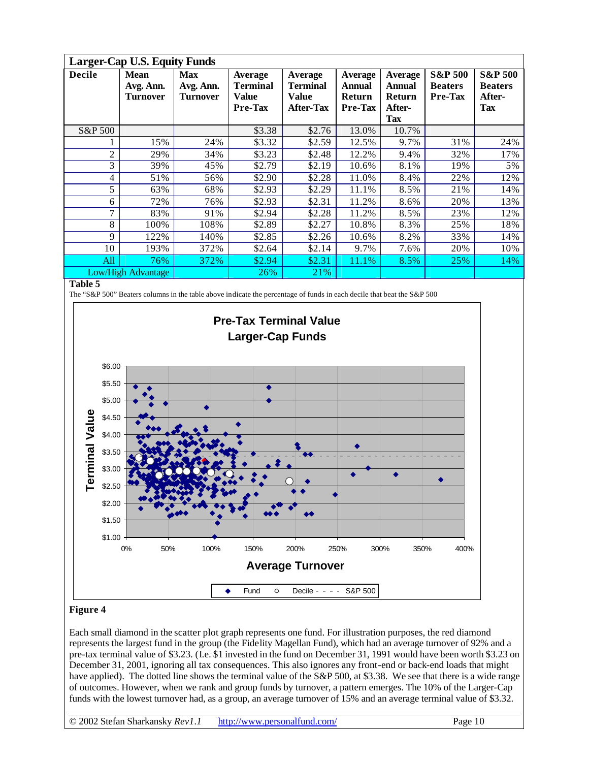| Larger-Cap U.S. Equity Funds | | | | | | | | |
|---|---|---|---|---|---|---|---|---|
| **Decile** | **Mean Avg. Ann. Turnover** | **Max Avg. Ann. Turnover** | **Average Terminal Value Pre-Tax** | **Average Terminal Value After-Tax** | **Average Annual Return Pre-Tax** | **Average Annual Return After-Tax** | **S&P 500 Beaters Pre-Tax** | **S&P 500 Beaters After-Tax** |
| S&P 500 | | | $3.38 | $2.76 | 13.0% | 10.7% | | |
| 1 | 15% | 24% | $3.32 | $2.59 | 12.5% | 9.7% | 31% | 24% |
| 2 | 29% | 34% | $3.23 | $2.48 | 12.2% | 9.4% | 32% | 17% |
| 3 | 39% | 45% | $2.79 | $2.19 | 10.6% | 8.1% | 19% | 5% |
| 4 | 51% | 56% | $2.90 | $2.28 | 11.0% | 8.4% | 22% | 12% |
| 5 | 63% | 68% | $2.93 | $2.29 | 11.1% | 8.5% | 21% | 14% |
| 6 | 72% | 76% | $2.93 | $2.31 | 11.2% | 8.6% | 20% | 13% |
| 7 | 83% | 91% | $2.94 | $2.28 | 11.2% | 8.5% | 23% | 12% |
| 8 | 100% | 108% | $2.89 | $2.27 | 10.8% | 8.3% | 25% | 18% |
| 9 | 122% | 140% | $2.85 | $2.26 | 10.6% | 8.2% | 33% | 14% |
| 10 | 193% | 372% | $2.64 | $2.14 | 9.7% | 7.6% | 20% | 10% |
| All | 76% | 372% | $2.94 | $2.31 | 11.1% | 8.5% | 25% | 14% |
| Low/High Advantage | | | 26% | 21% | | | | |

**Table 5**

The "S&P 500" Beaters columns in the table above indicate the percentage of funds in each decile that beat the S&P 500

**Figure 4**

Each small diamond in the scatter plot graph represents one fund. For illustration purposes, the red diamond represents the largest fund in the group (the Fidelity Magellan Fund), which had an average turnover of 92% and a pre-tax terminal value of $3.23. (I.e. $1 invested in the fund on December 31, 1991 would have been worth $3.23 on December 31, 2001, ignoring all tax consequences. This also ignores any front-end or back-end loads that might have applied). The dotted line shows the terminal value of the S&P 500, at $3.38. We see that there is a wide range of outcomes. However, when we rank and group funds by turnover, a pattern emerges. The 10% of the Larger-Cap funds with the lowest turnover had, as a group, an average turnover of 15% and an average terminal value of $3.32.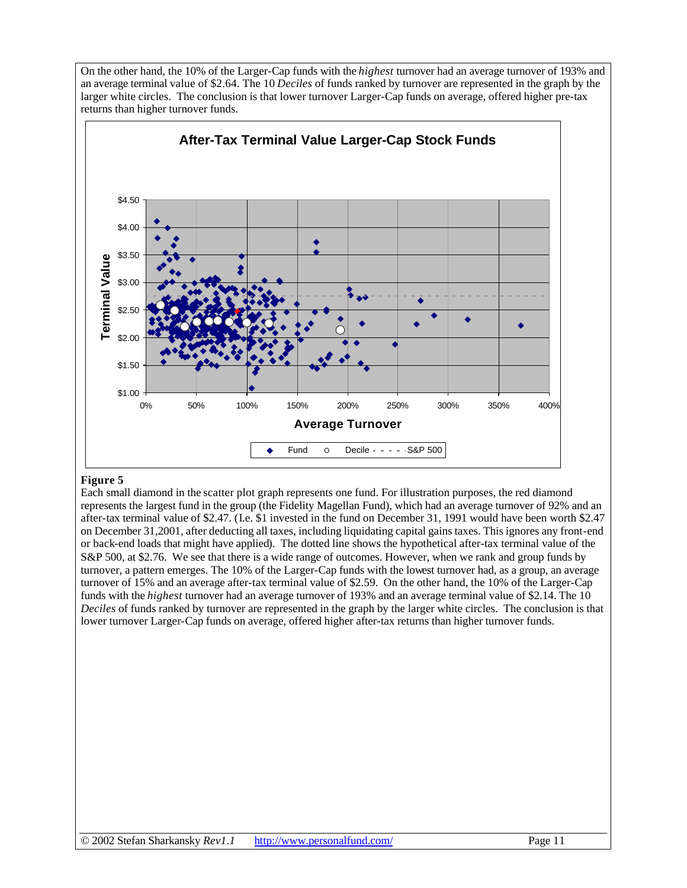On the other hand, the 10% of the Larger-Cap funds with the *highest* turnover had an average turnover of 193% and an average terminal value of $2.64. The 10 *Deciles* of funds ranked by turnover are represented in the graph by the larger white circles. The conclusion is that lower turnover Larger-Cap funds on average, offered higher pre-tax returns than higher turnover funds.

**Figure 5**

Each small diamond in the scatter plot graph represents one fund. For illustration purposes, the red diamond represents the largest fund in the group (the Fidelity Magellan Fund), which had an average turnover of 92% and an after-tax terminal value of $2.47. (I.e. $1 invested in the fund on December 31, 1991 would have been worth $2.47 on December 31,2001, after deducting all taxes, including liquidating capital gains taxes. This ignores any front-end or back-end loads that might have applied). The dotted line shows the hypothetical after-tax terminal value of the S&P 500, at $2.76. We see that there is a wide range of outcomes. However, when we rank and group funds by turnover, a pattern emerges. The 10% of the Larger-Cap funds with the lowest turnover had, as a group, an average turnover of 15% and an average after-tax terminal value of $2.59. On the other hand, the 10% of the Larger-Cap funds with the *highest* turnover had an average turnover of 193% and an average terminal value of $2.14. The 10 *Deciles* of funds ranked by turnover are represented in the graph by the larger white circles. The conclusion is that lower turnover Larger-Cap funds on average, offered higher after-tax returns than higher turnover funds.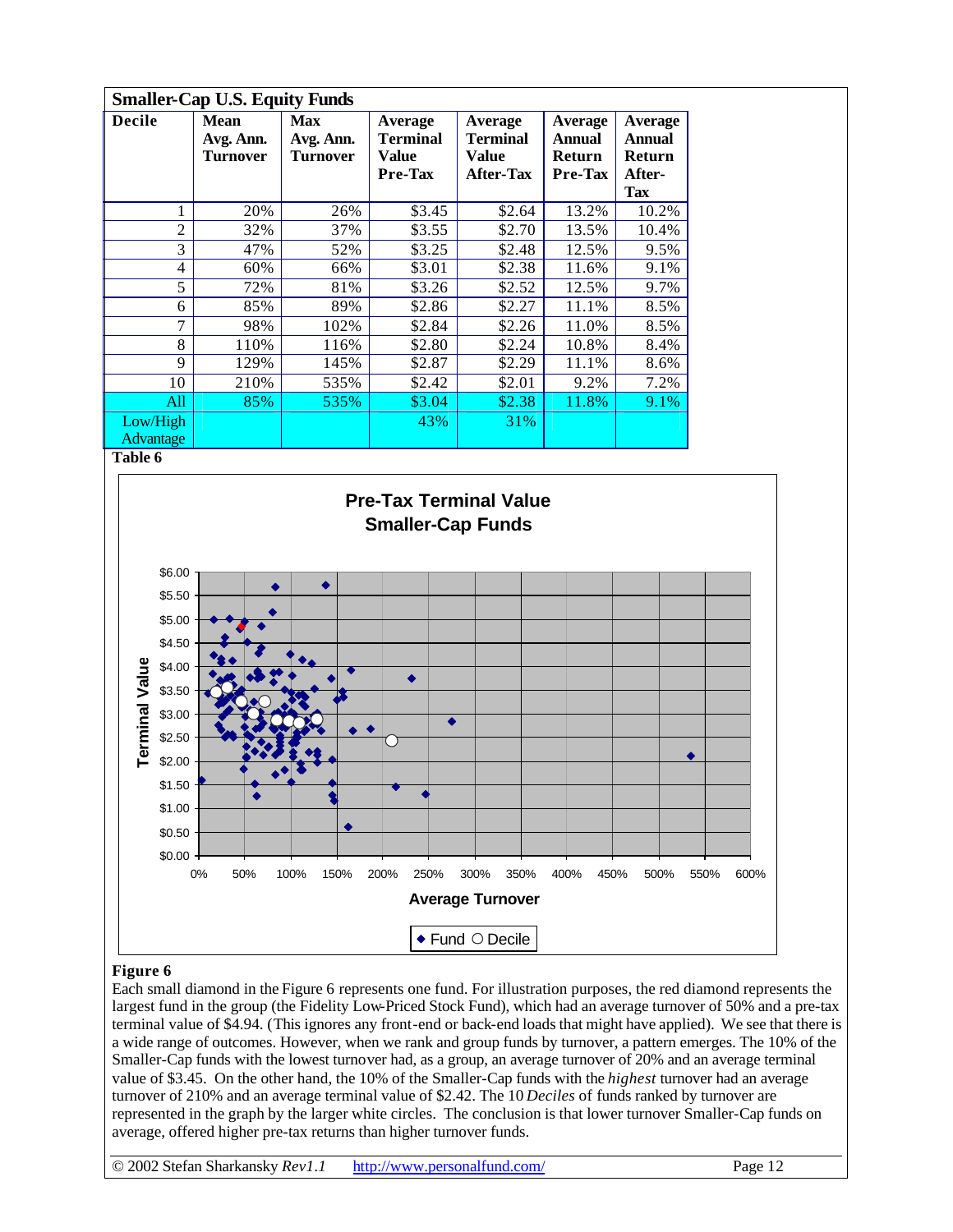**Smaller-Cap U.S. Equity Funds**

| Decile | Mean Avg. Ann. Turnover | Max Avg. Ann. Turnover | Average Terminal Value Pre-Tax | Average Terminal Value After-Tax | Average Annual Return Pre-Tax | Average Annual Return After-Tax |
|---|---|---|---|---|---|---|
| 1 | 20% | 26% | $3.45 | $2.64 | 13.2% | 10.2% |
| 2 | 32% | 37% | $3.55 | $2.70 | 13.5% | 10.4% |
| 3 | 47% | 52% | $3.25 | $2.48 | 12.5% | 9.5% |
| 4 | 60% | 66% | $3.01 | $2.38 | 11.6% | 9.1% |
| 5 | 72% | 81% | $3.26 | $2.52 | 12.5% | 9.7% |
| 6 | 85% | 89% | $2.86 | $2.27 | 11.1% | 8.5% |
| 7 | 98% | 102% | $2.84 | $2.26 | 11.0% | 8.5% |
| 8 | 110% | 116% | $2.80 | $2.24 | 10.8% | 8.4% |
| 9 | 129% | 145% | $2.87 | $2.29 | 11.1% | 8.6% |
| 10 | 210% | 535% | $2.42 | $2.01 | 9.2% | 7.2% |
| All | 85% | 535% | $3.04 | $2.38 | 11.8% | 9.1% |
| Low/High Advantage | | | 43% | 31% | | |

**Table 6**

**Figure 6**

Each small diamond in the Figure 6 represents one fund. For illustration purposes, the red diamond represents the largest fund in the group (the Fidelity Low-Priced Stock Fund), which had an average turnover of 50% and a pre-tax terminal value of $4.94. (This ignores any front-end or back-end loads that might have applied). We see that there is a wide range of outcomes. However, when we rank and group funds by turnover, a pattern emerges. The 10% of the Smaller-Cap funds with the lowest turnover had, as a group, an average turnover of 20% and an average terminal value of $3.45. On the other hand, the 10% of the Smaller-Cap funds with the *highest* turnover had an average turnover of 210% and an average terminal value of $2.42. The 10 *Deciles* of funds ranked by turnover are represented in the graph by the larger white circles. The conclusion is that lower turnover Smaller-Cap funds on average, offered higher pre-tax returns than higher turnover funds.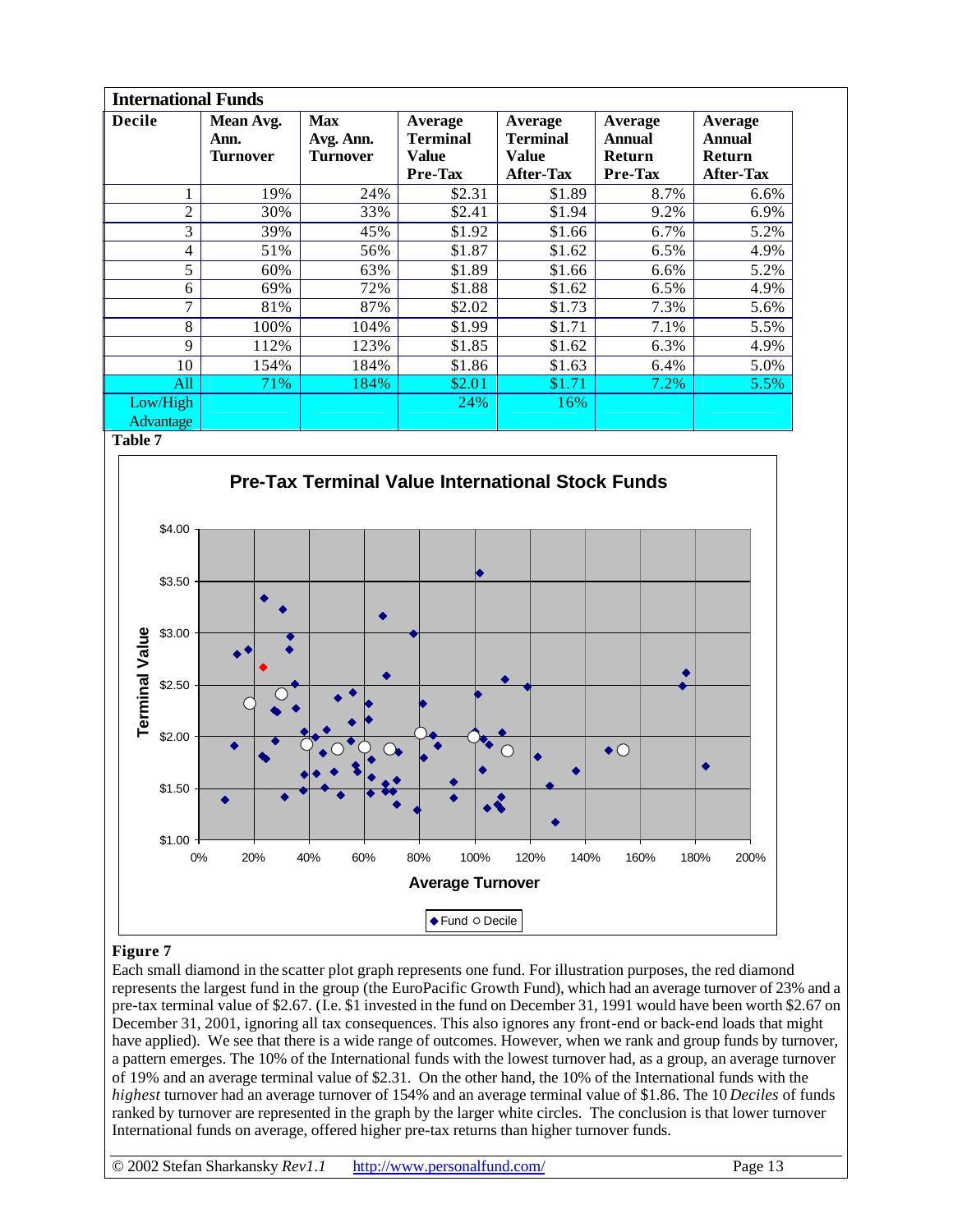**International Funds**

| Decile | Mean Avg. Ann. Turnover | Max Avg. Ann. Turnover | Average Terminal Value Pre-Tax | Average Terminal Value After-Tax | Average Annual Return Pre-Tax | Average Annual Return After-Tax |
|---|---|---|---|---|---|---|
| 1 | 19% | 24% | $2.31 | $1.89 | 8.7% | 6.6% |
| 2 | 30% | 33% | $2.41 | $1.94 | 9.2% | 6.9% |
| 3 | 39% | 45% | $1.92 | $1.66 | 6.7% | 5.2% |
| 4 | 51% | 56% | $1.87 | $1.62 | 6.5% | 4.9% |
| 5 | 60% | 63% | $1.89 | $1.66 | 6.6% | 5.2% |
| 6 | 69% | 72% | $1.88 | $1.62 | 6.5% | 4.9% |
| 7 | 81% | 87% | $2.02 | $1.73 | 7.3% | 5.6% |
| 8 | 100% | 104% | $1.99 | $1.71 | 7.1% | 5.5% |
| 9 | 112% | 123% | $1.85 | $1.62 | 6.3% | 4.9% |
| 10 | 154% | 184% | $1.86 | $1.63 | 6.4% | 5.0% |
| All | 71% | 184% | $2.01 | $1.71 | 7.2% | 5.5% |
| Low/High Advantage | | | 24% | 16% | | |

**Table 7**

**Pre-Tax Terminal Value International Stock Funds**

**Figure 7**

Each small diamond in the scatter plot graph represents one fund. For illustration purposes, the red diamond represents the largest fund in the group (the EuroPacific Growth Fund), which had an average turnover of 23% and a pre-tax terminal value of $2.67. (I.e. $1 invested in the fund on December 31, 1991 would have been worth $2.67 on December 31, 2001, ignoring all tax consequences. This also ignores any front-end or back-end loads that might have applied). We see that there is a wide range of outcomes. However, when we rank and group funds by turnover, a pattern emerges. The 10% of the International funds with the lowest turnover had, as a group, an average turnover of 19% and an average terminal value of $2.31. On the other hand, the 10% of the International funds with the *highest* turnover had an average turnover of 154% and an average terminal value of $1.86. The 10 *Deciles* of funds ranked by turnover are represented in the graph by the larger white circles. The conclusion is that lower turnover International funds on average, offered higher pre-tax returns than higher turnover funds.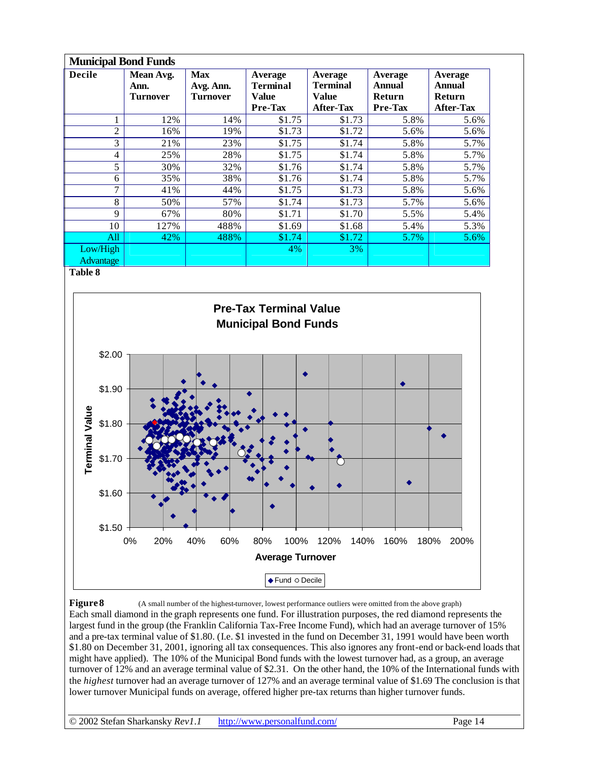| Municipal Bond Funds | | | | | | |
|---|---|---|---|---|---|---|
| **Decile** | **Mean Avg. Ann. Turnover** | **Max Avg. Ann. Turnover** | **Average Terminal Value Pre-Tax** | **Average Terminal Value After-Tax** | **Average Annual Return Pre-Tax** | **Average Annual Return After-Tax** |
| 1 | 12% | 14% | $1.75 | $1.73 | 5.8% | 5.6% |
| 2 | 16% | 19% | $1.73 | $1.72 | 5.6% | 5.6% |
| 3 | 21% | 23% | $1.75 | $1.74 | 5.8% | 5.7% |
| 4 | 25% | 28% | $1.75 | $1.74 | 5.8% | 5.7% |
| 5 | 30% | 32% | $1.76 | $1.74 | 5.8% | 5.7% |
| 6 | 35% | 38% | $1.76 | $1.74 | 5.8% | 5.7% |
| 7 | 41% | 44% | $1.75 | $1.73 | 5.8% | 5.6% |
| 8 | 50% | 57% | $1.74 | $1.73 | 5.7% | 5.6% |
| 9 | 67% | 80% | $1.71 | $1.70 | 5.5% | 5.4% |
| 10 | 127% | 488% | $1.69 | $1.68 | 5.4% | 5.3% |
| All | 42% | 488% | $1.74 | $1.72 | 5.7% | 5.6% |
| Low/High Advantage | | | 4% | 3% | | |

**Table 8**

**Figure 8** (A small number of the highest-turnover, lowest performance outliers were omitted from the above graph)

Each small diamond in the graph represents one fund. For illustration purposes, the red diamond represents the largest fund in the group (the Franklin California Tax-Free Income Fund), which had an average turnover of 15% and a pre-tax terminal value of $1.80. (I.e. $1 invested in the fund on December 31, 1991 would have been worth $1.80 on December 31, 2001, ignoring all tax consequences. This also ignores any front-end or back-end loads that might have applied). The 10% of the Municipal Bond funds with the lowest turnover had, as a group, an average turnover of 12% and an average terminal value of $2.31. On the other hand, the 10% of the International funds with the *highest* turnover had an average turnover of 127% and an average terminal value of $1.69 The conclusion is that lower turnover Municipal funds on average, offered higher pre-tax returns than higher turnover funds.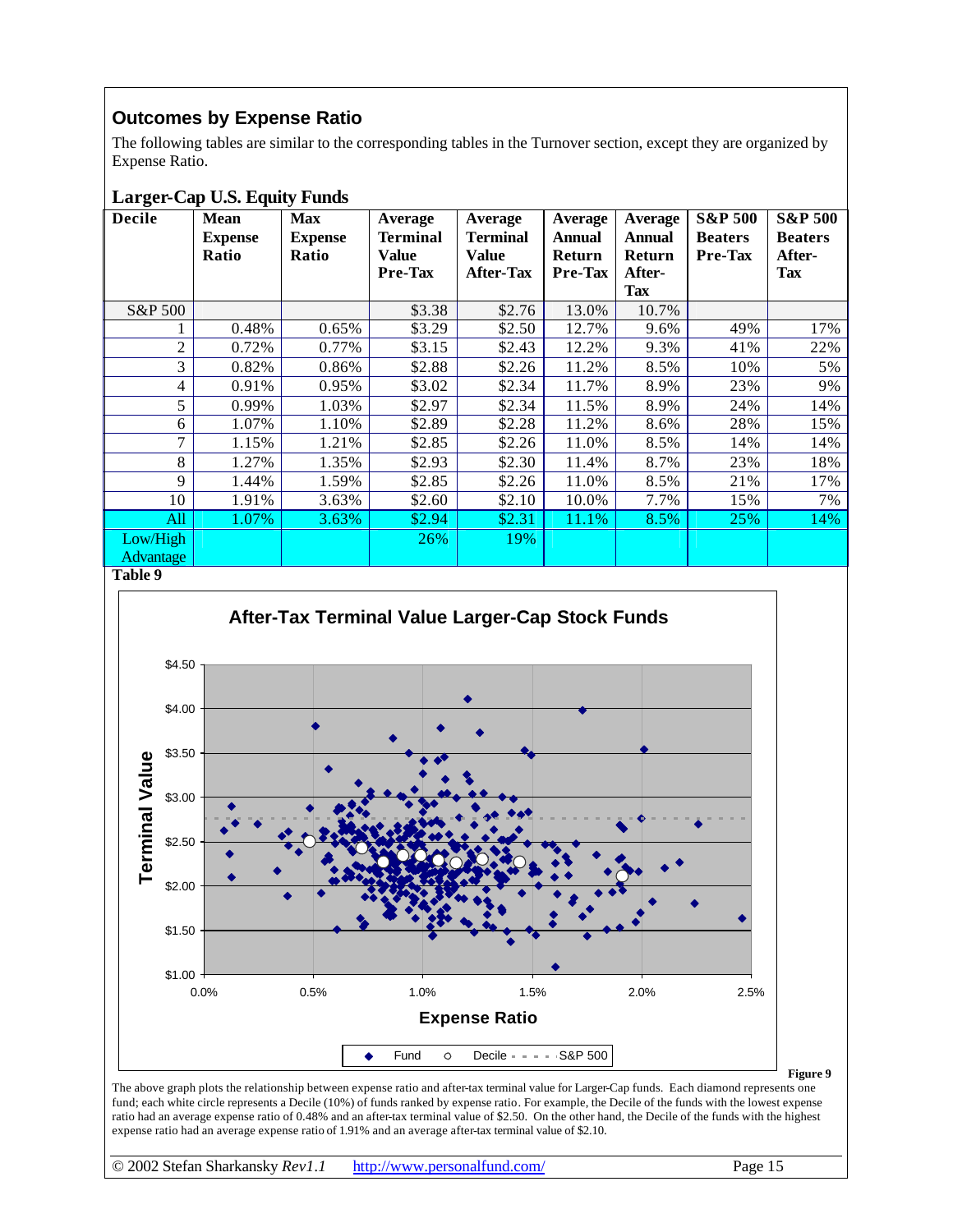## Outcomes by Expense Ratio

The following tables are similar to the corresponding tables in the Turnover section, except they are organized by Expense Ratio.

### Larger-Cap U.S. Equity Funds

| Decile | Mean Expense Ratio | Max Expense Ratio | Average Terminal Value Pre-Tax | Average Terminal Value After-Tax | Average Annual Return Pre-Tax | Average Annual Return After-Tax | S&P 500 Beaters Pre-Tax | S&P 500 Beaters After-Tax |
|---|---|---|---|---|---|---|---|---|
| S&P 500 | | | $3.38 | $2.76 | 13.0% | 10.7% | | |
| 1 | 0.48% | 0.65% | $3.29 | $2.50 | 12.7% | 9.6% | 49% | 17% |
| 2 | 0.72% | 0.77% | $3.15 | $2.43 | 12.2% | 9.3% | 41% | 22% |
| 3 | 0.82% | 0.86% | $2.88 | $2.26 | 11.2% | 8.5% | 10% | 5% |
| 4 | 0.91% | 0.95% | $3.02 | $2.34 | 11.7% | 8.9% | 23% | 9% |
| 5 | 0.99% | 1.03% | $2.97 | $2.34 | 11.5% | 8.9% | 24% | 14% |
| 6 | 1.07% | 1.10% | $2.89 | $2.28 | 11.2% | 8.6% | 28% | 15% |
| 7 | 1.15% | 1.21% | $2.85 | $2.26 | 11.0% | 8.5% | 14% | 14% |
| 8 | 1.27% | 1.35% | $2.93 | $2.30 | 11.4% | 8.7% | 23% | 18% |
| 9 | 1.44% | 1.59% | $2.85 | $2.26 | 11.0% | 8.5% | 21% | 17% |
| 10 | 1.91% | 3.63% | $2.60 | $2.10 | 10.0% | 7.7% | 15% | 7% |
| All | 1.07% | 3.63% | $2.94 | $2.31 | 11.1% | 8.5% | 25% | 14% |
| Low/High Advantage | | | 26% | 19% | | | | |

**Table 9**

**Figure 9**

The above graph plots the relationship between expense ratio and after-tax terminal value for Larger-Cap funds. Each diamond represents one fund; each white circle represents a Decile (10%) of funds ranked by expense ratio. For example, the Decile of the funds with the lowest expense ratio had an average expense ratio of 0.48% and an after-tax terminal value of $2.50. On the other hand, the Decile of the funds with the highest expense ratio had an average expense ratio of 1.91% and an average after-tax terminal value of $2.10.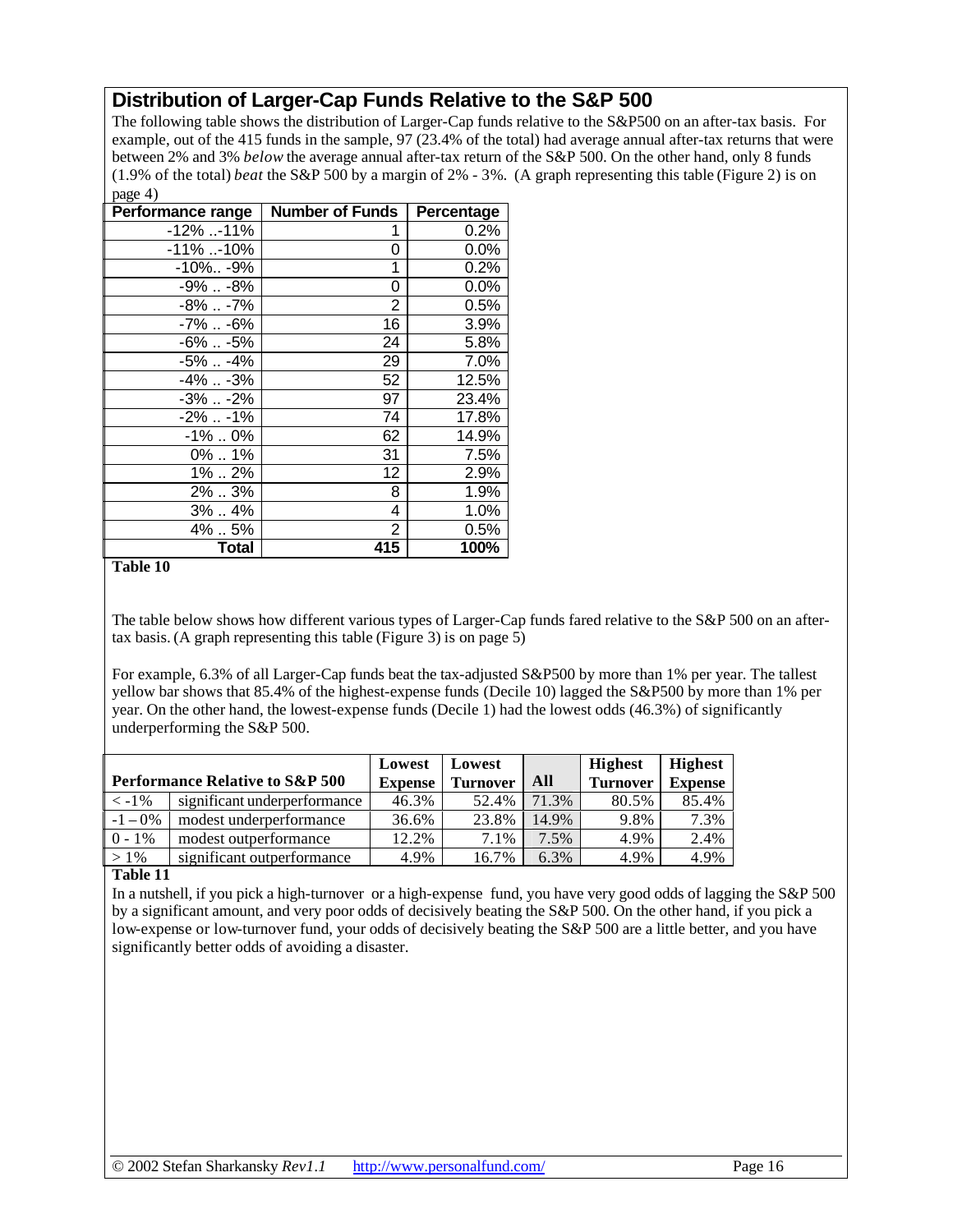## Distribution of Larger-Cap Funds Relative to the S&P 500

The following table shows the distribution of Larger-Cap funds relative to the S&P500 on an after-tax basis. For example, out of the 415 funds in the sample, 97 (23.4% of the total) had average annual after-tax returns that were between 2% and 3% *below* the average annual after-tax return of the S&P 500. On the other hand, only 8 funds (1.9% of the total) *beat* the S&P 500 by a margin of 2% - 3%. (A graph representing this table (Figure 2) is on page 4)

| Performance range | Number of Funds | Percentage |
|---|---|---|
| -12% ..-11% | 1 | 0.2% |
| -11% ..-10% | 0 | 0.0% |
| -10%.. -9% | 1 | 0.2% |
| -9% .. -8% | 0 | 0.0% |
| -8% .. -7% | 2 | 0.5% |
| -7% .. -6% | 16 | 3.9% |
| -6% .. -5% | 24 | 5.8% |
| -5% .. -4% | 29 | 7.0% |
| -4% .. -3% | 52 | 12.5% |
| -3% .. -2% | 97 | 23.4% |
| -2% .. -1% | 74 | 17.8% |
| -1% .. 0% | 62 | 14.9% |
| 0% .. 1% | 31 | 7.5% |
| 1% .. 2% | 12 | 2.9% |
| 2% .. 3% | 8 | 1.9% |
| 3% .. 4% | 4 | 1.0% |
| 4% .. 5% | 2 | 0.5% |
| **Total** | **415** | **100%** |

**Table 10**

The table below shows how different various types of Larger-Cap funds fared relative to the S&P 500 on an after-tax basis. (A graph representing this table (Figure 3) is on page 5)

For example, 6.3% of all Larger-Cap funds beat the tax-adjusted S&P500 by more than 1% per year. The tallest yellow bar shows that 85.4% of the highest-expense funds (Decile 10) lagged the S&P500 by more than 1% per year. On the other hand, the lowest-expense funds (Decile 1) had the lowest odds (46.3%) of significantly underperforming the S&P 500.

| Performance Relative to S&P 500 | | Lowest Expense | Lowest Turnover | All | Highest Turnover | Highest Expense |
|---|---|---|---|---|---|---|
| < -1% | significant underperformance | 46.3% | 52.4% | 71.3% | 80.5% | 85.4% |
| -1 – 0% | modest underperformance | 36.6% | 23.8% | 14.9% | 9.8% | 7.3% |
| 0 - 1% | modest outperformance | 12.2% | 7.1% | 7.5% | 4.9% | 2.4% |
| > 1% | significant outperformance | 4.9% | 16.7% | 6.3% | 4.9% | 4.9% |

**Table 11**

In a nutshell, if you pick a high-turnover or a high-expense fund, you have very good odds of lagging the S&P 500 by a significant amount, and very poor odds of decisively beating the S&P 500. On the other hand, if you pick a low-expense or low-turnover fund, your odds of decisively beating the S&P 500 are a little better, and you have significantly better odds of avoiding a disaster.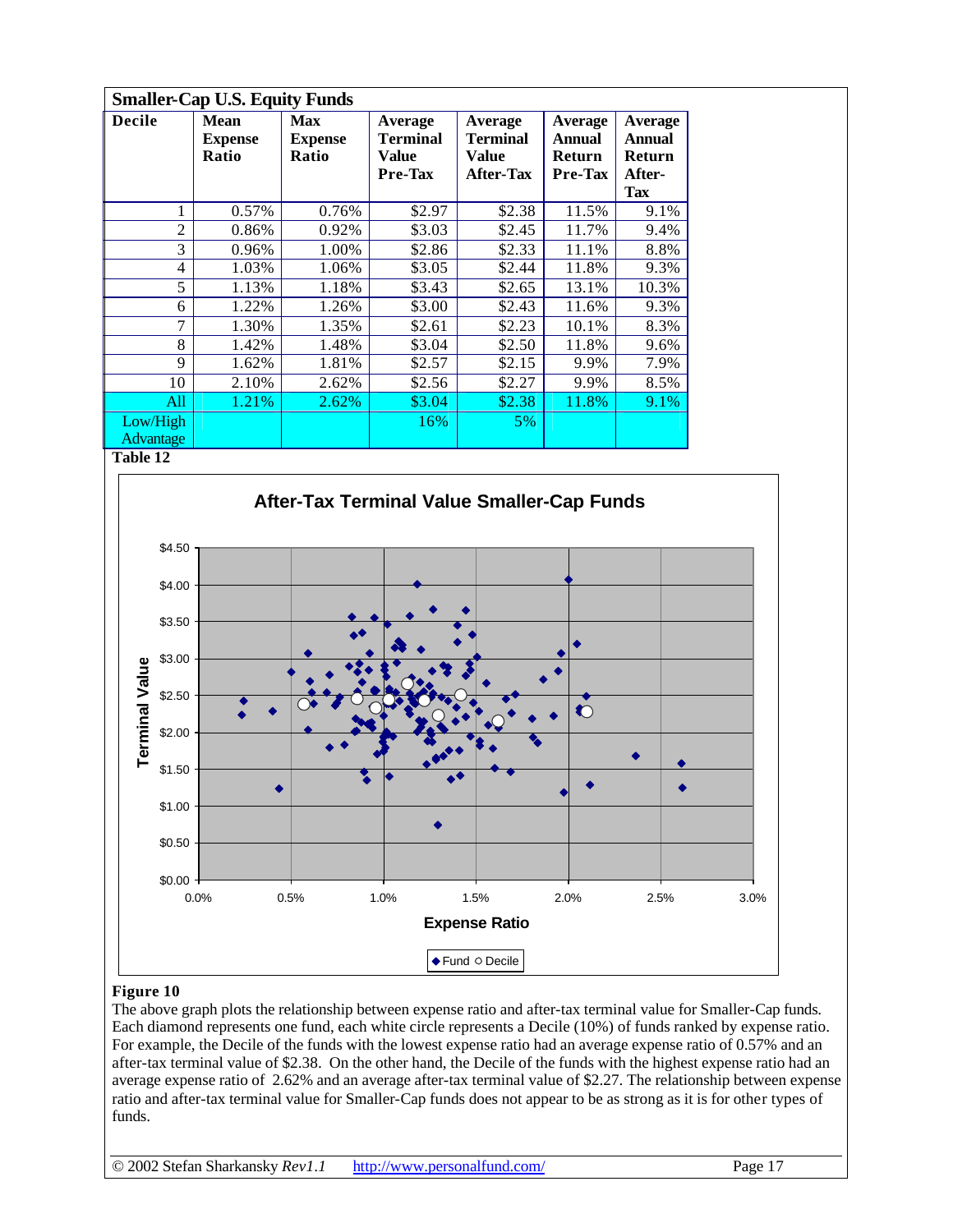**Smaller-Cap U.S. Equity Funds**

| Decile | Mean Expense Ratio | Max Expense Ratio | Average Terminal Value Pre-Tax | Average Terminal Value After-Tax | Average Annual Return Pre-Tax | Average Annual Return After-Tax |
|---|---|---|---|---|---|---|
| 1 | 0.57% | 0.76% | $2.97 | $2.38 | 11.5% | 9.1% |
| 2 | 0.86% | 0.92% | $3.03 | $2.45 | 11.7% | 9.4% |
| 3 | 0.96% | 1.00% | $2.86 | $2.33 | 11.1% | 8.8% |
| 4 | 1.03% | 1.06% | $3.05 | $2.44 | 11.8% | 9.3% |
| 5 | 1.13% | 1.18% | $3.43 | $2.65 | 13.1% | 10.3% |
| 6 | 1.22% | 1.26% | $3.00 | $2.43 | 11.6% | 9.3% |
| 7 | 1.30% | 1.35% | $2.61 | $2.23 | 10.1% | 8.3% |
| 8 | 1.42% | 1.48% | $3.04 | $2.50 | 11.8% | 9.6% |
| 9 | 1.62% | 1.81% | $2.57 | $2.15 | 9.9% | 7.9% |
| 10 | 2.10% | 2.62% | $2.56 | $2.27 | 9.9% | 8.5% |
| All | 1.21% | 2.62% | $3.04 | $2.38 | 11.8% | 9.1% |
| Low/High Advantage | | | 16% | 5% | | |

**Table 12**

**Figure 10**

The above graph plots the relationship between expense ratio and after-tax terminal value for Smaller-Cap funds. Each diamond represents one fund, each white circle represents a Decile (10%) of funds ranked by expense ratio. For example, the Decile of the funds with the lowest expense ratio had an average expense ratio of 0.57% and an after-tax terminal value of $2.38. On the other hand, the Decile of the funds with the highest expense ratio had an average expense ratio of 2.62% and an average after-tax terminal value of $2.27. The relationship between expense ratio and after-tax terminal value for Smaller-Cap funds does not appear to be as strong as it is for other types of funds.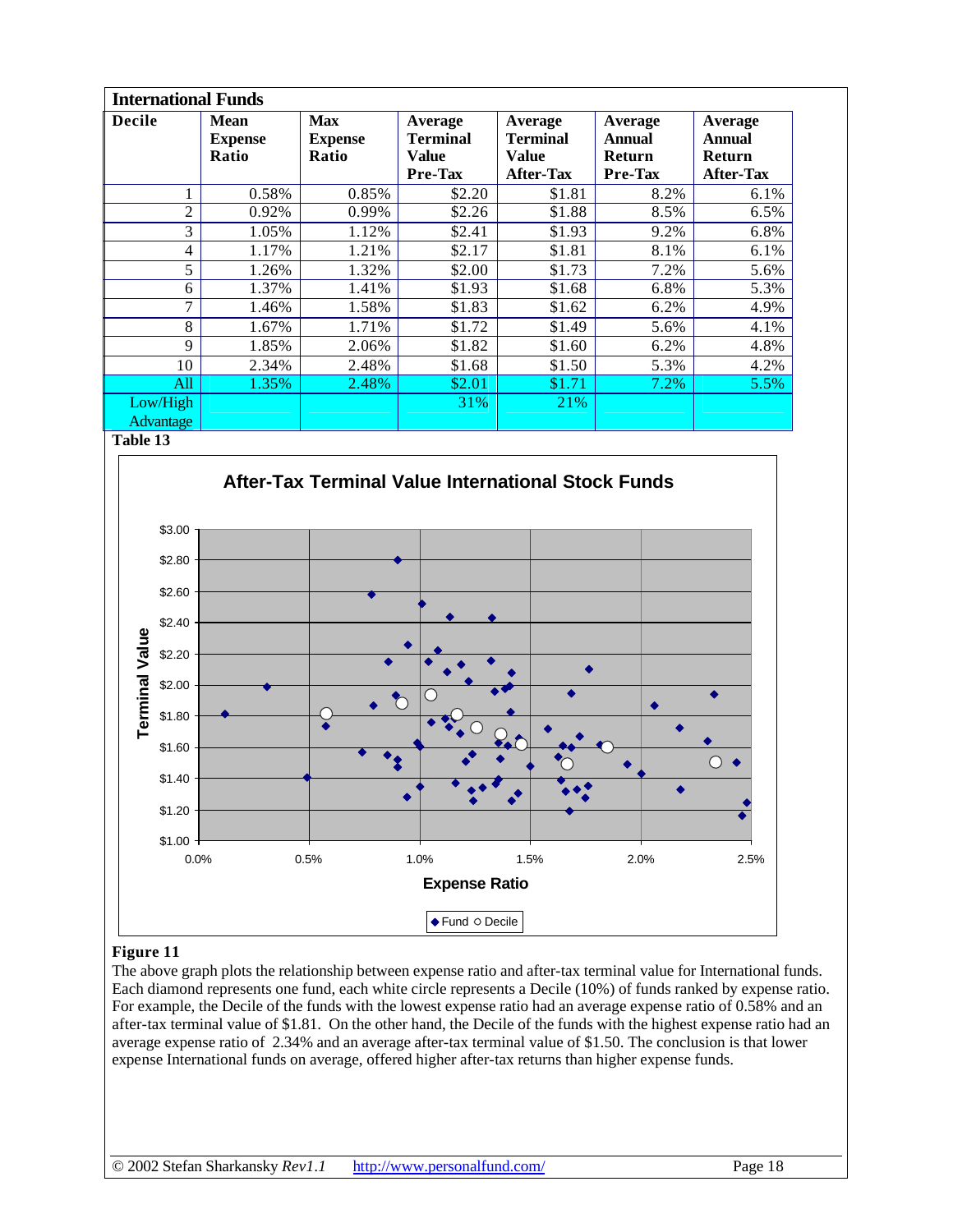**International Funds**

| Decile | Mean Expense Ratio | Max Expense Ratio | Average Terminal Value Pre-Tax | Average Terminal Value After-Tax | Average Annual Return Pre-Tax | Average Annual Return After-Tax |
|---|---|---|---|---|---|---|
| 1 | 0.58% | 0.85% | $2.20 | $1.81 | 8.2% | 6.1% |
| 2 | 0.92% | 0.99% | $2.26 | $1.88 | 8.5% | 6.5% |
| 3 | 1.05% | 1.12% | $2.41 | $1.93 | 9.2% | 6.8% |
| 4 | 1.17% | 1.21% | $2.17 | $1.81 | 8.1% | 6.1% |
| 5 | 1.26% | 1.32% | $2.00 | $1.73 | 7.2% | 5.6% |
| 6 | 1.37% | 1.41% | $1.93 | $1.68 | 6.8% | 5.3% |
| 7 | 1.46% | 1.58% | $1.83 | $1.62 | 6.2% | 4.9% |
| 8 | 1.67% | 1.71% | $1.72 | $1.49 | 5.6% | 4.1% |
| 9 | 1.85% | 2.06% | $1.82 | $1.60 | 6.2% | 4.8% |
| 10 | 2.34% | 2.48% | $1.68 | $1.50 | 5.3% | 4.2% |
| All | 1.35% | 2.48% | $2.01 | $1.71 | 7.2% | 5.5% |
| Low/High Advantage | | | 31% | 21% | | |

**Table 13**

**Figure 11**

The above graph plots the relationship between expense ratio and after-tax terminal value for International funds. Each diamond represents one fund, each white circle represents a Decile (10%) of funds ranked by expense ratio. For example, the Decile of the funds with the lowest expense ratio had an average expense ratio of 0.58% and an after-tax terminal value of $1.81. On the other hand, the Decile of the funds with the highest expense ratio had an average expense ratio of 2.34% and an average after-tax terminal value of $1.50. The conclusion is that lower expense International funds on average, offered higher after-tax returns than higher expense funds.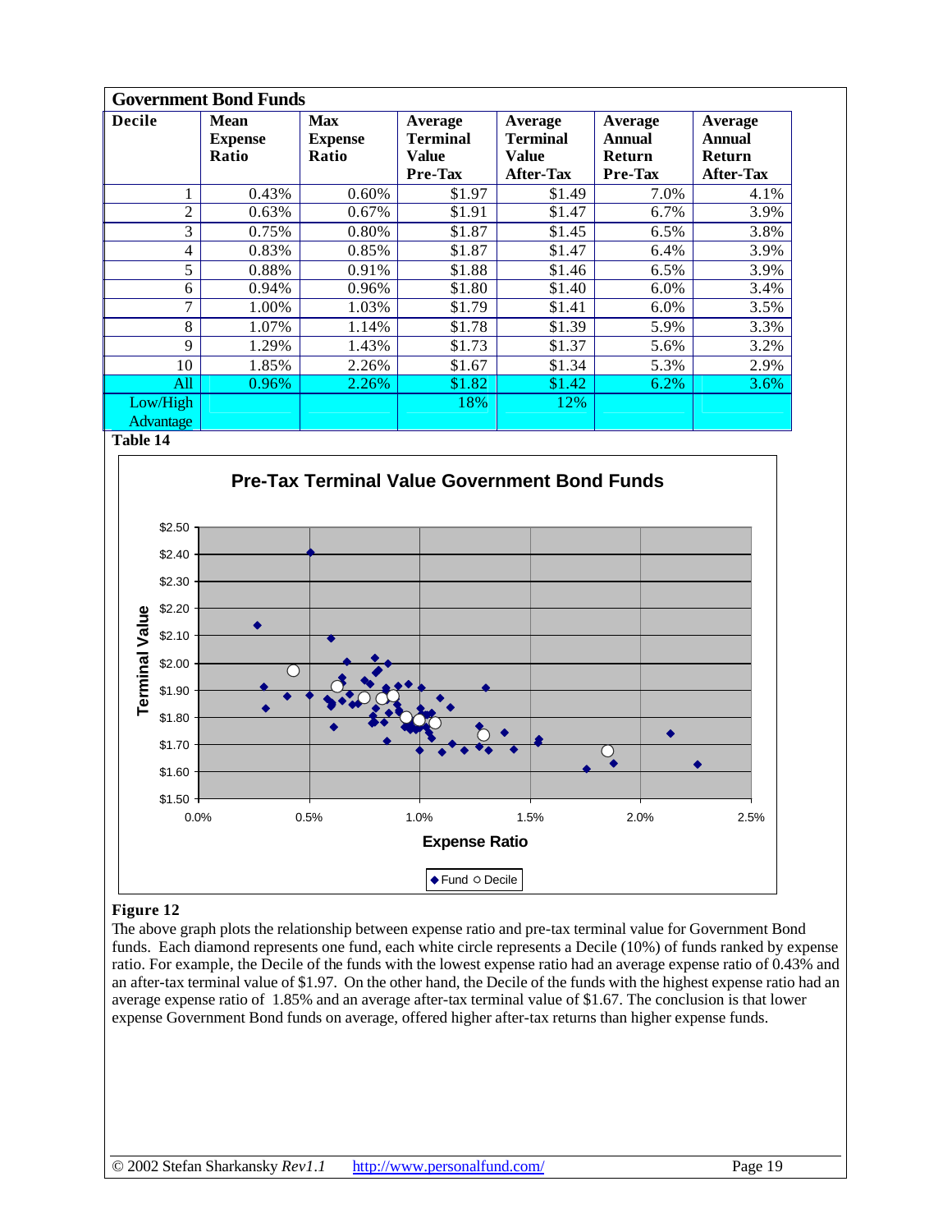**Government Bond Funds**

| Decile | Mean Expense Ratio | Max Expense Ratio | Average Terminal Value Pre-Tax | Average Terminal Value After-Tax | Average Annual Return Pre-Tax | Average Annual Return After-Tax |
|---|---|---|---|---|---|---|
| 1 | 0.43% | 0.60% | $1.97 | $1.49 | 7.0% | 4.1% |
| 2 | 0.63% | 0.67% | $1.91 | $1.47 | 6.7% | 3.9% |
| 3 | 0.75% | 0.80% | $1.87 | $1.45 | 6.5% | 3.8% |
| 4 | 0.83% | 0.85% | $1.87 | $1.47 | 6.4% | 3.9% |
| 5 | 0.88% | 0.91% | $1.88 | $1.46 | 6.5% | 3.9% |
| 6 | 0.94% | 0.96% | $1.80 | $1.40 | 6.0% | 3.4% |
| 7 | 1.00% | 1.03% | $1.79 | $1.41 | 6.0% | 3.5% |
| 8 | 1.07% | 1.14% | $1.78 | $1.39 | 5.9% | 3.3% |
| 9 | 1.29% | 1.43% | $1.73 | $1.37 | 5.6% | 3.2% |
| 10 | 1.85% | 2.26% | $1.67 | $1.34 | 5.3% | 2.9% |
| All | 0.96% | 2.26% | $1.82 | $1.42 | 6.2% | 3.6% |
| Low/High Advantage | | | 18% | 12% | | |

**Table 14**

**Figure 12**

The above graph plots the relationship between expense ratio and pre-tax terminal value for Government Bond funds. Each diamond represents one fund, each white circle represents a Decile (10%) of funds ranked by expense ratio. For example, the Decile of the funds with the lowest expense ratio had an average expense ratio of 0.43% and an after-tax terminal value of $1.97. On the other hand, the Decile of the funds with the highest expense ratio had an average expense ratio of 1.85% and an average after-tax terminal value of $1.67. The conclusion is that lower expense Government Bond funds on average, offered higher after-tax returns than higher expense funds.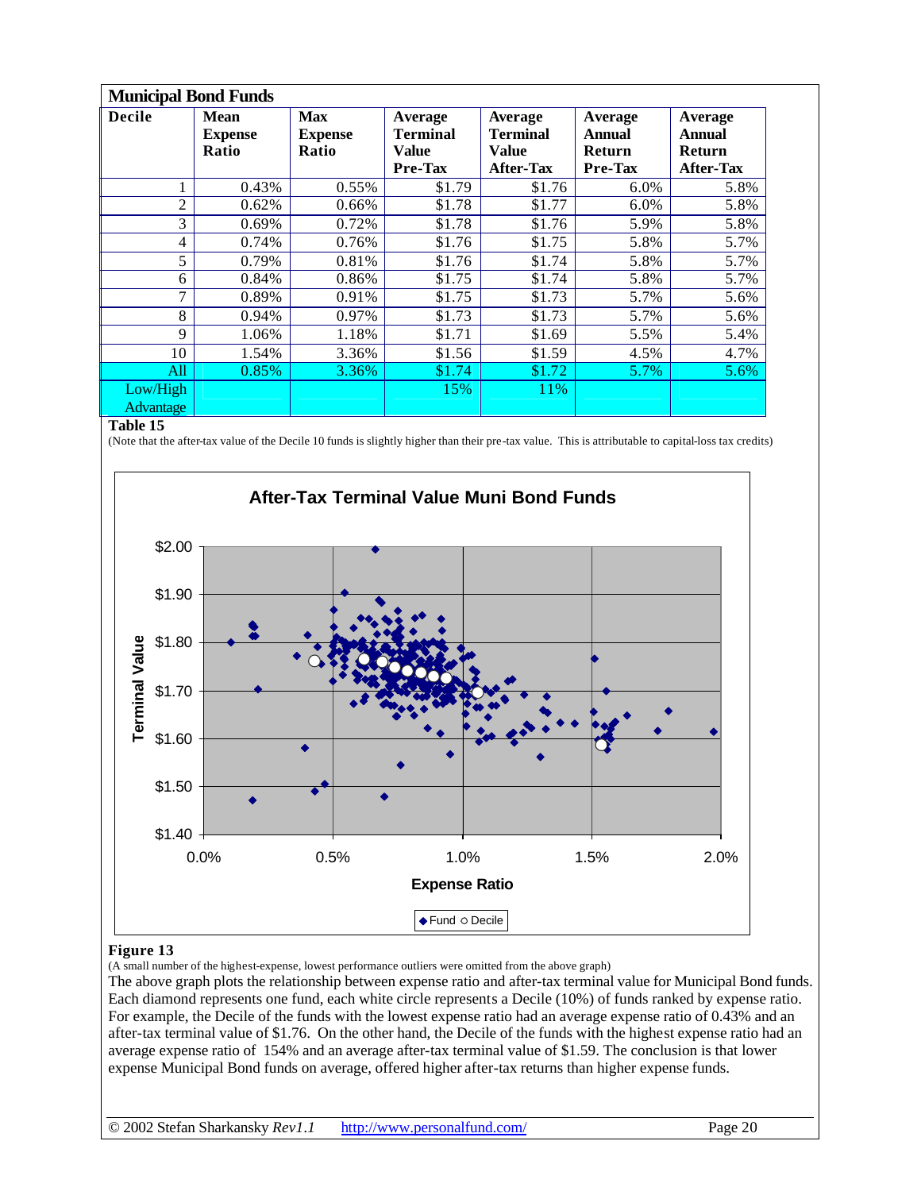| Municipal Bond Funds | | | | | | |
|---|---|---|---|---|---|---|
| Decile | Mean Expense Ratio | Max Expense Ratio | Average Terminal Value Pre-Tax | Average Terminal Value After-Tax | Average Annual Return Pre-Tax | Average Annual Return After-Tax |
| 1 | 0.43% | 0.55% | $1.79 | $1.76 | 6.0% | 5.8% |
| 2 | 0.62% | 0.66% | $1.78 | $1.77 | 6.0% | 5.8% |
| 3 | 0.69% | 0.72% | $1.78 | $1.76 | 5.9% | 5.8% |
| 4 | 0.74% | 0.76% | $1.76 | $1.75 | 5.8% | 5.7% |
| 5 | 0.79% | 0.81% | $1.76 | $1.74 | 5.8% | 5.7% |
| 6 | 0.84% | 0.86% | $1.75 | $1.74 | 5.8% | 5.7% |
| 7 | 0.89% | 0.91% | $1.75 | $1.73 | 5.7% | 5.6% |
| 8 | 0.94% | 0.97% | $1.73 | $1.73 | 5.7% | 5.6% |
| 9 | 1.06% | 1.18% | $1.71 | $1.69 | 5.5% | 5.4% |
| 10 | 1.54% | 3.36% | $1.56 | $1.59 | 4.5% | 4.7% |
| All | 0.85% | 3.36% | $1.74 | $1.72 | 5.7% | 5.6% |
| Low/High Advantage | | | 15% | 11% | | |

**Table 15**

(Note that the after-tax value of the Decile 10 funds is slightly higher than their pre-tax value. This is attributable to capital-loss tax credits)

**Figure 13**

(A small number of the highest-expense, lowest performance outliers were omitted from the above graph)

The above graph plots the relationship between expense ratio and after-tax terminal value for Municipal Bond funds. Each diamond represents one fund, each white circle represents a Decile (10%) of funds ranked by expense ratio. For example, the Decile of the funds with the lowest expense ratio had an average expense ratio of 0.43% and an after-tax terminal value of $1.76. On the other hand, the Decile of the funds with the highest expense ratio had an average expense ratio of 154% and an average after-tax terminal value of $1.59. The conclusion is that lower expense Municipal Bond funds on average, offered higher after-tax returns than higher expense funds.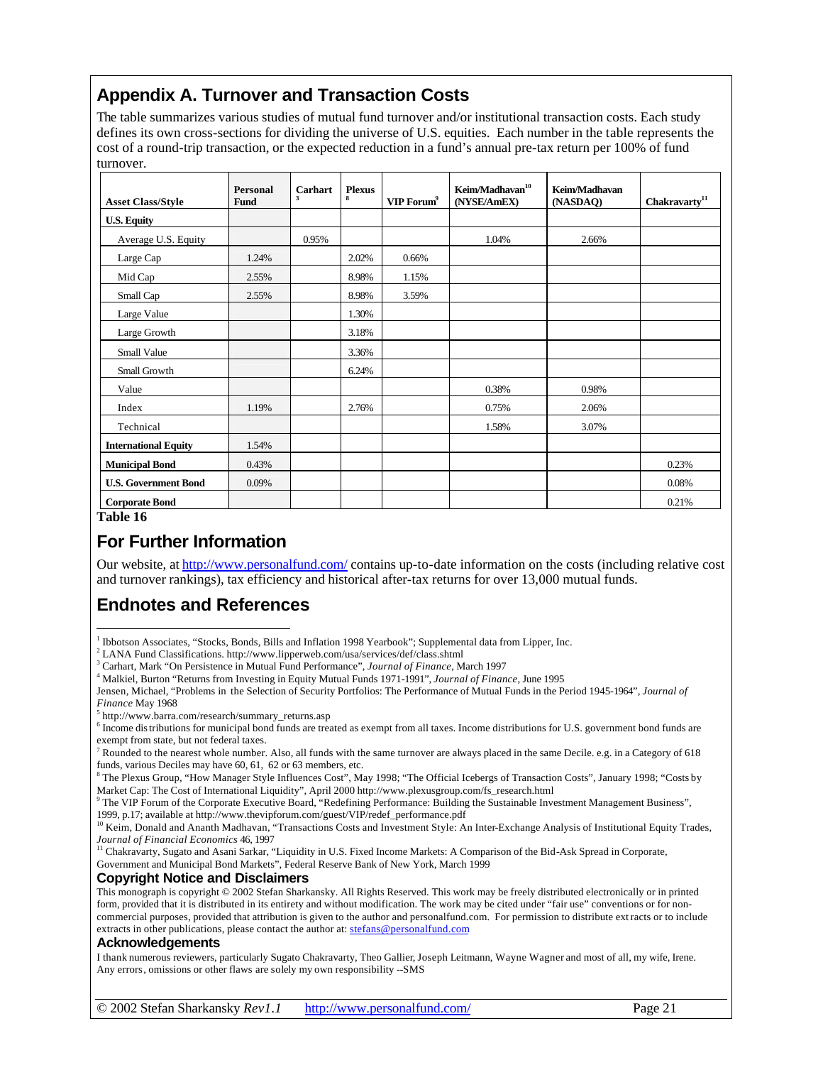## Appendix A. Turnover and Transaction Costs

The table summarizes various studies of mutual fund turnover and/or institutional transaction costs. Each study defines its own cross-sections for dividing the universe of U.S. equities. Each number in the table represents the cost of a round-trip transaction, or the expected reduction in a fund's annual pre-tax return per 100% of fund turnover.

| Asset Class/Style | Personal Fund | Carhart [3] | Plexus [8] | VIP Forum[9] | Keim/Madhavan[10] (NYSE/AmEX) | Keim/Madhavan (NASDAQ) | Chakravarty[11] |
|---|---|---|---|---|---|---|---|
| **U.S. Equity** | | | | | | | |
| Average U.S. Equity | | 0.95% | | | 1.04% | 2.66% | |
| Large Cap | 1.24% | | 2.02% | 0.66% | | | |
| Mid Cap | 2.55% | | 8.98% | 1.15% | | | |
| Small Cap | 2.55% | | 8.98% | 3.59% | | | |
| Large Value | | | 1.30% | | | | |
| Large Growth | | | 3.18% | | | | |
| Small Value | | | 3.36% | | | | |
| Small Growth | | | 6.24% | | | | |
| Value | | | | | 0.38% | 0.98% | |
| Index | 1.19% | | 2.76% | | 0.75% | 2.06% | |
| Technical | | | | | 1.58% | 3.07% | |
| **International Equity** | 1.54% | | | | | | |
| **Municipal Bond** | 0.43% | | | | | | 0.23% |
| **U.S. Government Bond** | 0.09% | | | | | | 0.08% |
| **Corporate Bond** | | | | | | | 0.21% |

**Table 16**

## For Further Information

Our website, at http://www.personalfund.com/ contains up-to-date information on the costs (including relative cost and turnover rankings), tax efficiency and historical after-tax returns for over 13,000 mutual funds.

## Endnotes and References

[1] Ibbotson Associates, "Stocks, Bonds, Bills and Inflation 1998 Yearbook"; Supplemental data from Lipper, Inc.

[2] LANA Fund Classifications. http://www.lipperweb.com/usa/services/def/class.shtml

[3] Carhart, Mark "On Persistence in Mutual Fund Performance", *Journal of Finance*, March 1997

[4] Malkiel, Burton "Returns from Investing in Equity Mutual Funds 1971-1991", *Journal of Finance*, June 1995

Jensen, Michael, "Problems in the Selection of Security Portfolios: The Performance of Mutual Funds in the Period 1945-1964", *Journal of Finance* May 1968

[5] http://www.barra.com/research/summary_returns.asp

[6] Income distributions for municipal bond funds are treated as exempt from all taxes. Income distributions for U.S. government bond funds are exempt from state, but not federal taxes.

[7] Rounded to the nearest whole number. Also, all funds with the same turnover are always placed in the same Decile. e.g. in a Category of 618 funds, various Deciles may have 60, 61, 62 or 63 members, etc.

[8] The Plexus Group, "How Manager Style Influences Cost", May 1998; "The Official Icebergs of Transaction Costs", January 1998; "Costs by Market Cap: The Cost of International Liquidity", April 2000 http://www.plexusgroup.com/fs_research.html

[9] The VIP Forum of the Corporate Executive Board, "Redefining Performance: Building the Sustainable Investment Management Business", 1999, p.17; available at http://www.thevipforum.com/guest/VIP/redef_performance.pdf

[10] Keim, Donald and Ananth Madhavan, "Transactions Costs and Investment Style: An Inter-Exchange Analysis of Institutional Equity Trades, *Journal of Financial Economics* 46, 1997

[11] Chakravarty, Sugato and Asani Sarkar, "Liquidity in U.S. Fixed Income Markets: A Comparison of the Bid-Ask Spread in Corporate, Government and Municipal Bond Markets", Federal Reserve Bank of New York, March 1999

### Copyright Notice and Disclaimers

This monograph is copyright © 2002 Stefan Sharkansky. All Rights Reserved. This work may be freely distributed electronically or in printed form, provided that it is distributed in its entirety and without modification. The work may be cited under "fair use" conventions or for non-commercial purposes, provided that attribution is given to the author and personalfund.com. For permission to distribute extracts or to include extracts in other publications, please contact the author at: stefans@personalfund.com

### Acknowledgements

I thank numerous reviewers, particularly Sugato Chakravarty, Theo Gallier, Joseph Leitmann, Wayne Wagner and most of all, my wife, Irene. Any errors, omissions or other flaws are solely my own responsibility --SMS